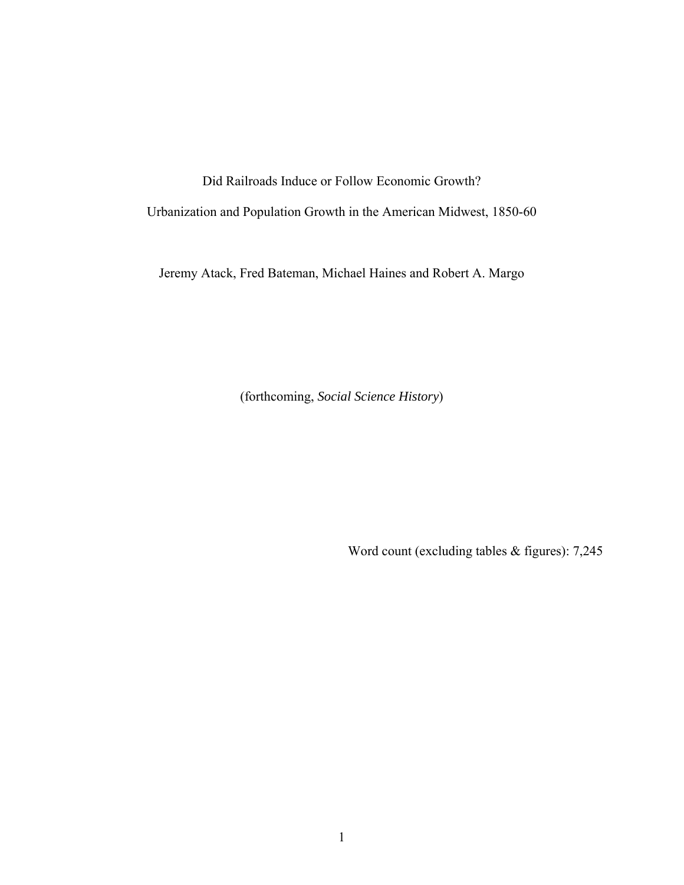# Did Railroads Induce or Follow Economic Growth?

## Urbanization and Population Growth in the American Midwest, 1850-60

Jeremy Atack, Fred Bateman, Michael Haines and Robert A. Margo

(forthcoming, *Social Science History*)

Word count (excluding tables & figures): 7,245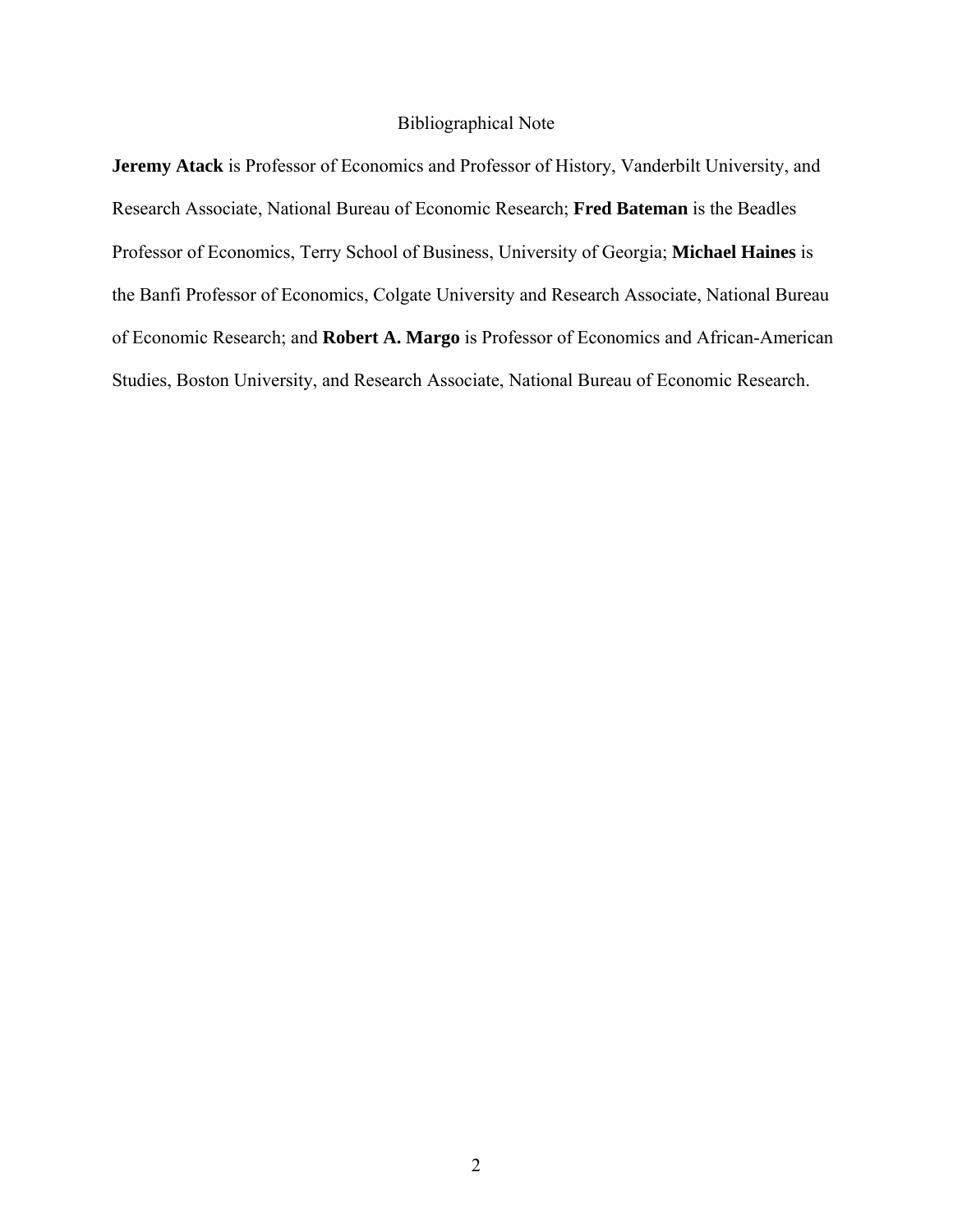# Bibliographical Note

**Jeremy Atack** is Professor of Economics and Professor of History, Vanderbilt University, and Research Associate, National Bureau of Economic Research; **Fred Bateman** is the Beadles Professor of Economics, Terry School of Business, University of Georgia; **Michael Haines** is the Banfi Professor of Economics, Colgate University and Research Associate, National Bureau of Economic Research; and **Robert A. Margo** is Professor of Economics and African-American Studies, Boston University, and Research Associate, National Bureau of Economic Research.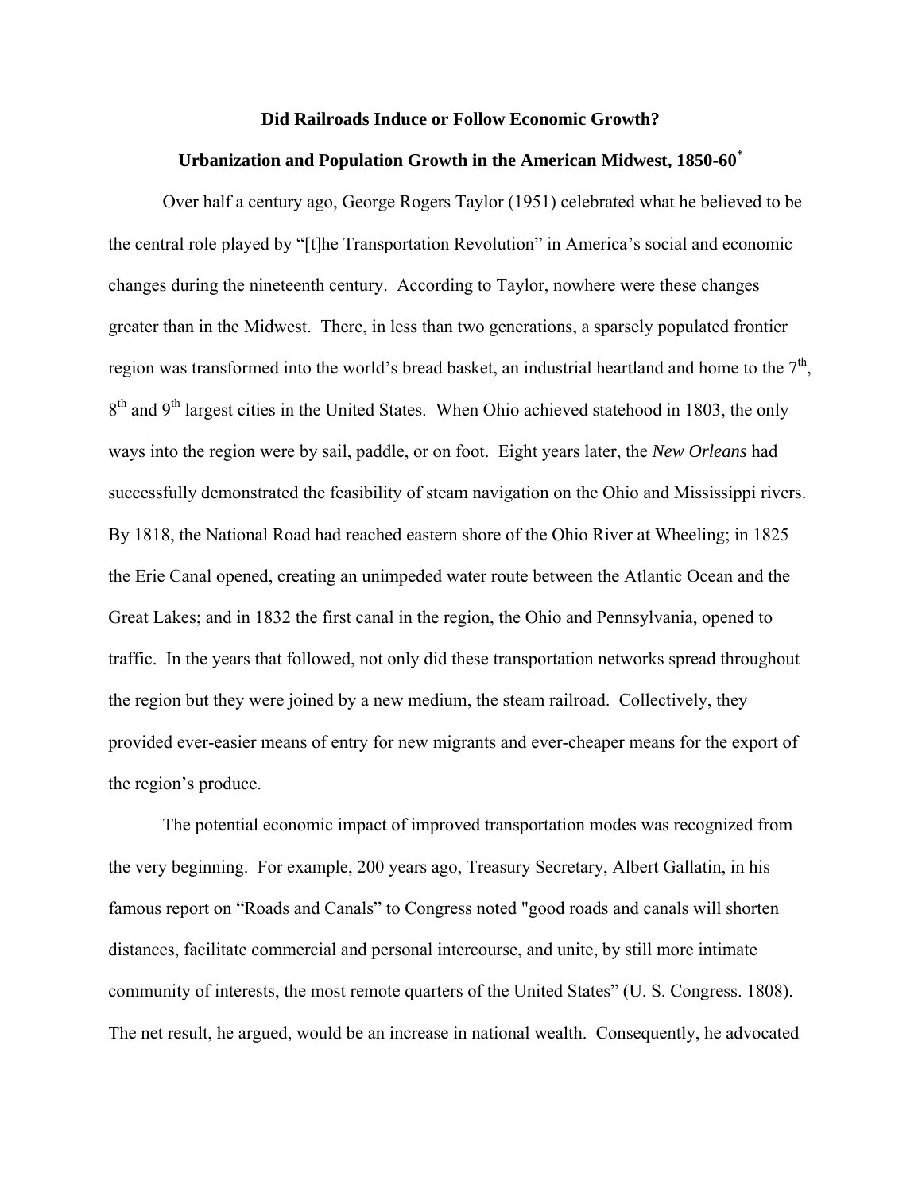**Did Railroads Induce or Follow Economic Growth?**

**Urbanization and Population Growth in the American Midwest, 1850-60[*]**

Over half a century ago, George Rogers Taylor (1951) celebrated what he believed to be the central role played by "[t]he Transportation Revolution" in America's social and economic changes during the nineteenth century. According to Taylor, nowhere were these changes greater than in the Midwest. There, in less than two generations, a sparsely populated frontier region was transformed into the world's bread basket, an industrial heartland and home to the 7th, 8th and 9th largest cities in the United States. When Ohio achieved statehood in 1803, the only ways into the region were by sail, paddle, or on foot. Eight years later, the *New Orleans* had successfully demonstrated the feasibility of steam navigation on the Ohio and Mississippi rivers. By 1818, the National Road had reached eastern shore of the Ohio River at Wheeling; in 1825 the Erie Canal opened, creating an unimpeded water route between the Atlantic Ocean and the Great Lakes; and in 1832 the first canal in the region, the Ohio and Pennsylvania, opened to traffic. In the years that followed, not only did these transportation networks spread throughout the region but they were joined by a new medium, the steam railroad. Collectively, they provided ever-easier means of entry for new migrants and ever-cheaper means for the export of the region's produce.

The potential economic impact of improved transportation modes was recognized from the very beginning. For example, 200 years ago, Treasury Secretary, Albert Gallatin, in his famous report on "Roads and Canals" to Congress noted "good roads and canals will shorten distances, facilitate commercial and personal intercourse, and unite, by still more intimate community of interests, the most remote quarters of the United States" (U. S. Congress. 1808). The net result, he argued, would be an increase in national wealth. Consequently, he advocated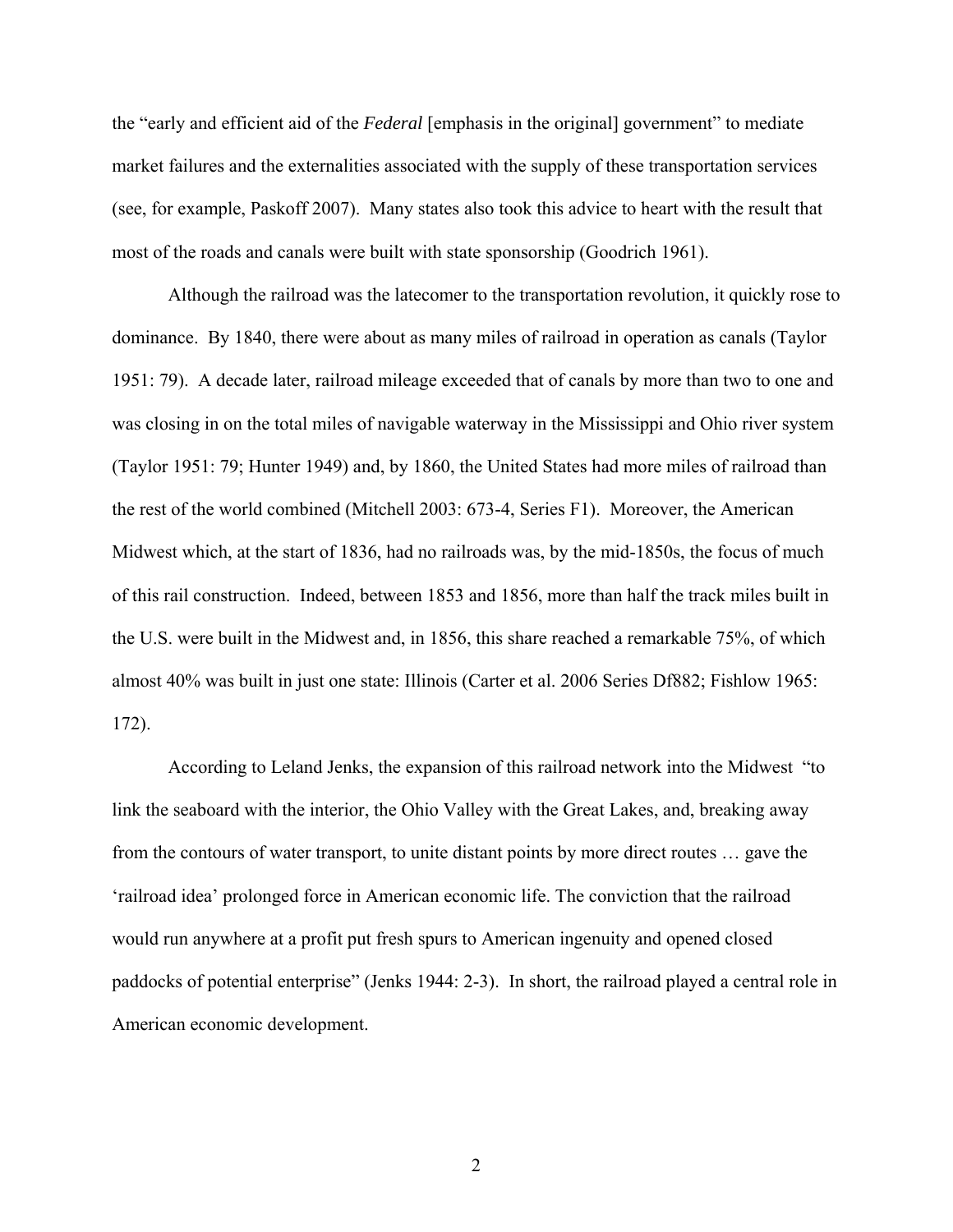the "early and efficient aid of the *Federal* [emphasis in the original] government" to mediate market failures and the externalities associated with the supply of these transportation services (see, for example, Paskoff 2007). Many states also took this advice to heart with the result that most of the roads and canals were built with state sponsorship (Goodrich 1961).

Although the railroad was the latecomer to the transportation revolution, it quickly rose to dominance. By 1840, there were about as many miles of railroad in operation as canals (Taylor 1951: 79). A decade later, railroad mileage exceeded that of canals by more than two to one and was closing in on the total miles of navigable waterway in the Mississippi and Ohio river system (Taylor 1951: 79; Hunter 1949) and, by 1860, the United States had more miles of railroad than the rest of the world combined (Mitchell 2003: 673-4, Series F1). Moreover, the American Midwest which, at the start of 1836, had no railroads was, by the mid-1850s, the focus of much of this rail construction. Indeed, between 1853 and 1856, more than half the track miles built in the U.S. were built in the Midwest and, in 1856, this share reached a remarkable 75%, of which almost 40% was built in just one state: Illinois (Carter et al. 2006 Series Df882; Fishlow 1965: 172).

According to Leland Jenks, the expansion of this railroad network into the Midwest "to link the seaboard with the interior, the Ohio Valley with the Great Lakes, and, breaking away from the contours of water transport, to unite distant points by more direct routes … gave the 'railroad idea' prolonged force in American economic life. The conviction that the railroad would run anywhere at a profit put fresh spurs to American ingenuity and opened closed paddocks of potential enterprise" (Jenks 1944: 2-3). In short, the railroad played a central role in American economic development.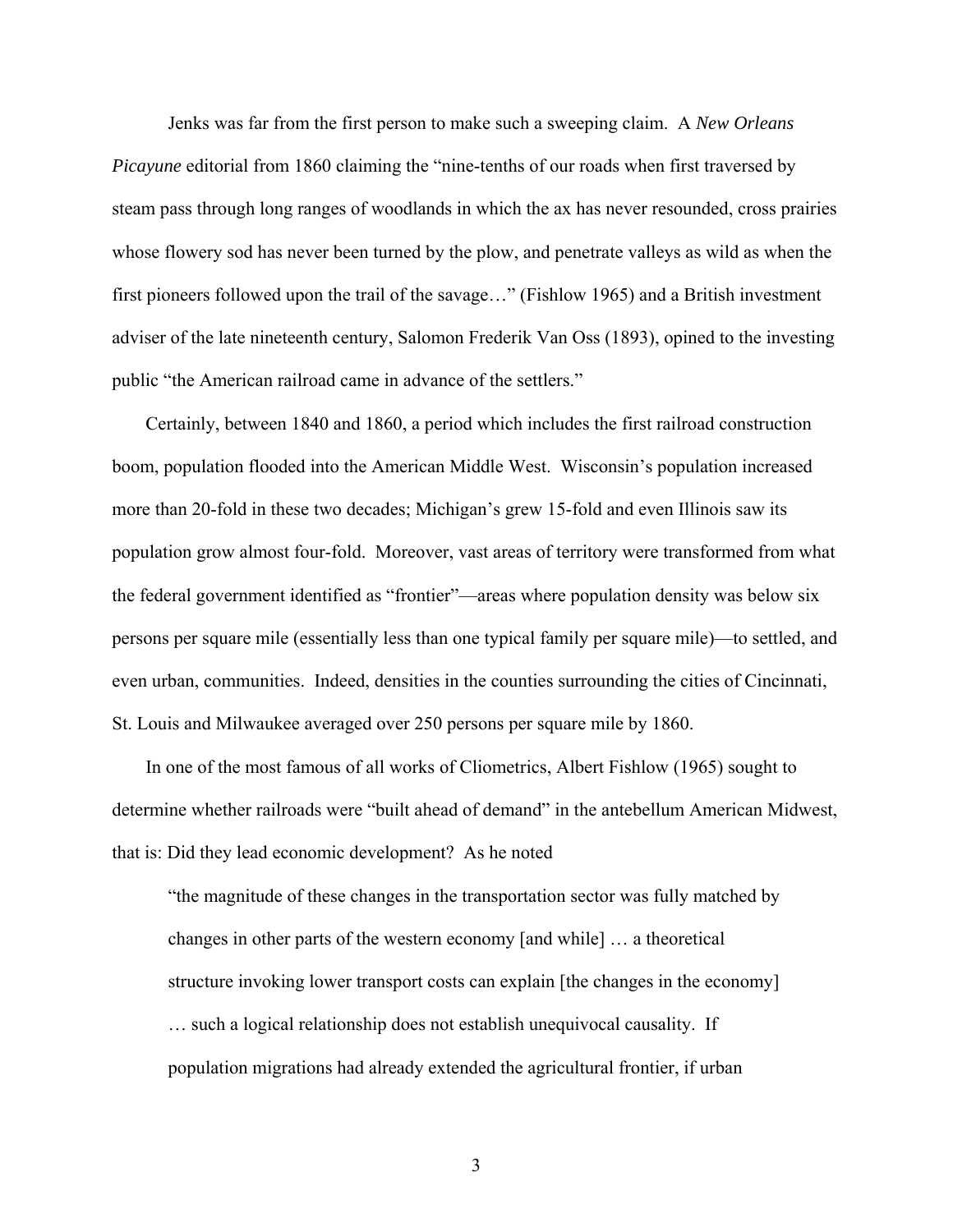Jenks was far from the first person to make such a sweeping claim. A *New Orleans Picayune* editorial from 1860 claiming the "nine-tenths of our roads when first traversed by steam pass through long ranges of woodlands in which the ax has never resounded, cross prairies whose flowery sod has never been turned by the plow, and penetrate valleys as wild as when the first pioneers followed upon the trail of the savage…" (Fishlow 1965) and a British investment adviser of the late nineteenth century, Salomon Frederik Van Oss (1893), opined to the investing public "the American railroad came in advance of the settlers."

Certainly, between 1840 and 1860, a period which includes the first railroad construction boom, population flooded into the American Middle West. Wisconsin's population increased more than 20-fold in these two decades; Michigan's grew 15-fold and even Illinois saw its population grow almost four-fold. Moreover, vast areas of territory were transformed from what the federal government identified as "frontier"—areas where population density was below six persons per square mile (essentially less than one typical family per square mile)—to settled, and even urban, communities. Indeed, densities in the counties surrounding the cities of Cincinnati, St. Louis and Milwaukee averaged over 250 persons per square mile by 1860.

In one of the most famous of all works of Cliometrics, Albert Fishlow (1965) sought to determine whether railroads were "built ahead of demand" in the antebellum American Midwest, that is: Did they lead economic development? As he noted

> "the magnitude of these changes in the transportation sector was fully matched by changes in other parts of the western economy [and while] … a theoretical structure invoking lower transport costs can explain [the changes in the economy] … such a logical relationship does not establish unequivocal causality. If population migrations had already extended the agricultural frontier, if urban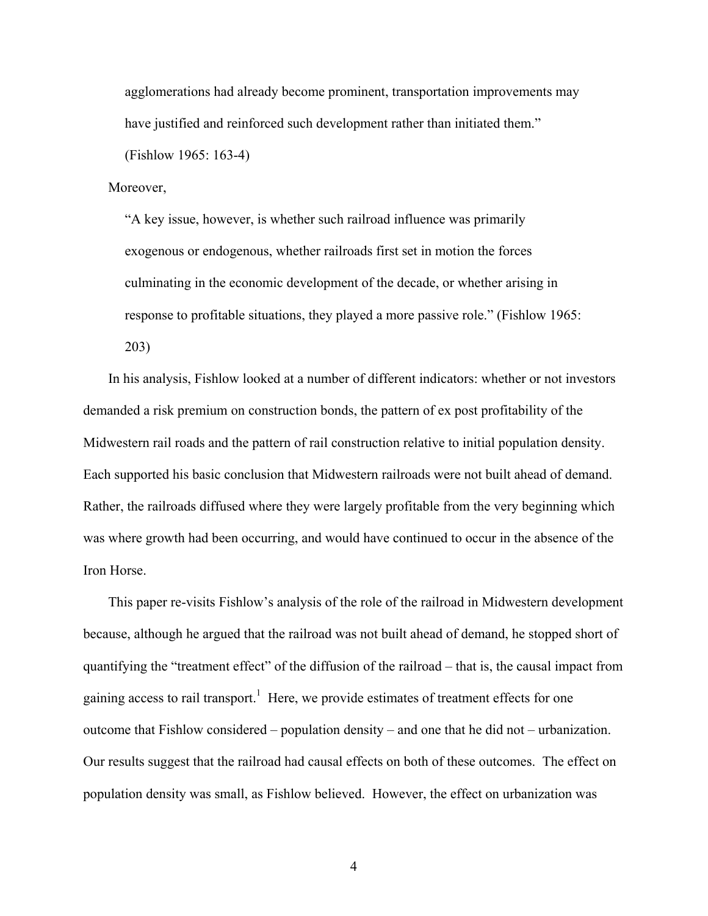> agglomerations had already become prominent, transportation improvements may have justified and reinforced such development rather than initiated them." (Fishlow 1965: 163-4)

Moreover,

> "A key issue, however, is whether such railroad influence was primarily exogenous or endogenous, whether railroads first set in motion the forces culminating in the economic development of the decade, or whether arising in response to profitable situations, they played a more passive role." (Fishlow 1965: 203)

In his analysis, Fishlow looked at a number of different indicators: whether or not investors demanded a risk premium on construction bonds, the pattern of ex post profitability of the Midwestern rail roads and the pattern of rail construction relative to initial population density. Each supported his basic conclusion that Midwestern railroads were not built ahead of demand. Rather, the railroads diffused where they were largely profitable from the very beginning which was where growth had been occurring, and would have continued to occur in the absence of the Iron Horse.

This paper re-visits Fishlow's analysis of the role of the railroad in Midwestern development because, although he argued that the railroad was not built ahead of demand, he stopped short of quantifying the "treatment effect" of the diffusion of the railroad – that is, the causal impact from gaining access to rail transport.[1] Here, we provide estimates of treatment effects for one outcome that Fishlow considered – population density – and one that he did not – urbanization. Our results suggest that the railroad had causal effects on both of these outcomes. The effect on population density was small, as Fishlow believed. However, the effect on urbanization was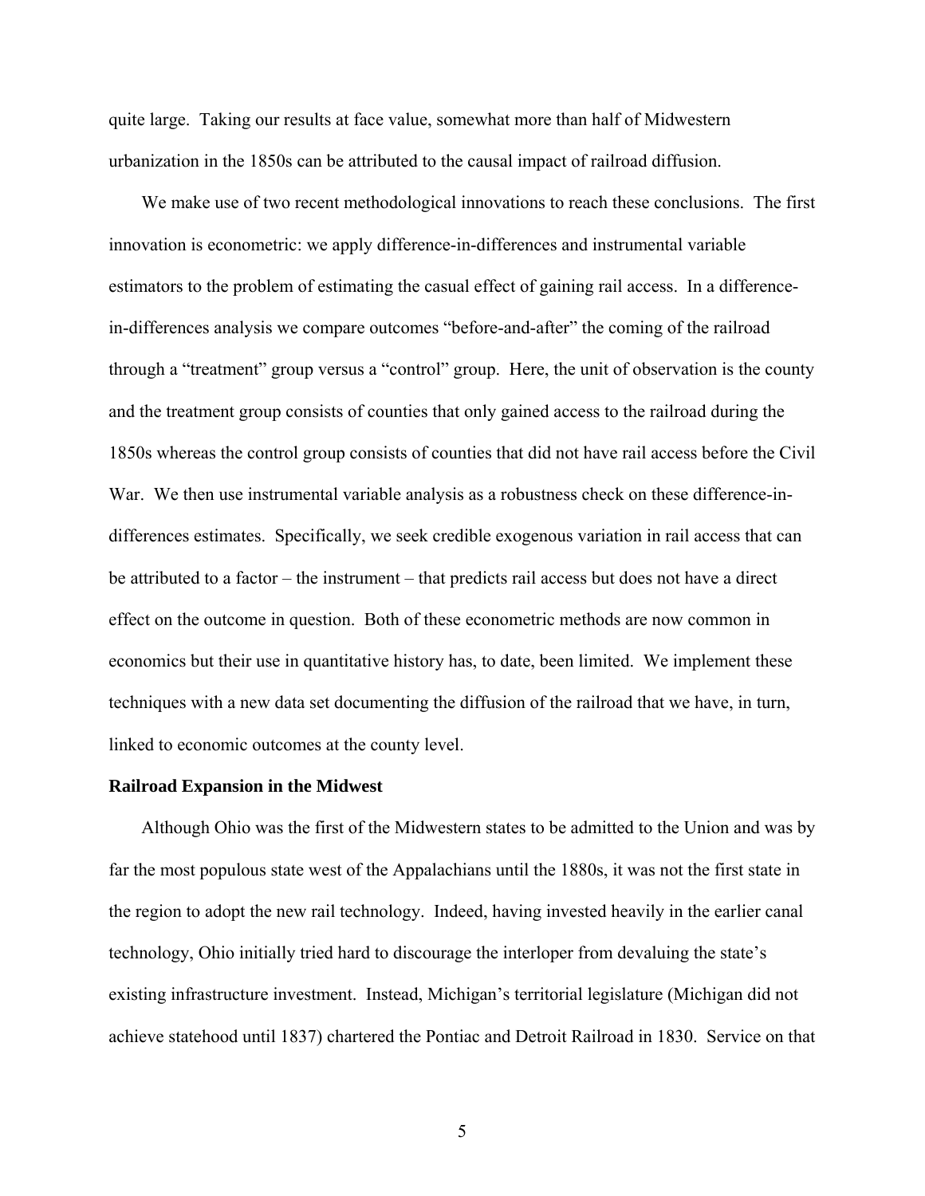quite large. Taking our results at face value, somewhat more than half of Midwestern urbanization in the 1850s can be attributed to the causal impact of railroad diffusion.

We make use of two recent methodological innovations to reach these conclusions. The first innovation is econometric: we apply difference-in-differences and instrumental variable estimators to the problem of estimating the casual effect of gaining rail access. In a difference-in-differences analysis we compare outcomes "before-and-after" the coming of the railroad through a "treatment" group versus a "control" group. Here, the unit of observation is the county and the treatment group consists of counties that only gained access to the railroad during the 1850s whereas the control group consists of counties that did not have rail access before the Civil War. We then use instrumental variable analysis as a robustness check on these difference-in-differences estimates. Specifically, we seek credible exogenous variation in rail access that can be attributed to a factor – the instrument – that predicts rail access but does not have a direct effect on the outcome in question. Both of these econometric methods are now common in economics but their use in quantitative history has, to date, been limited. We implement these techniques with a new data set documenting the diffusion of the railroad that we have, in turn, linked to economic outcomes at the county level.

**Railroad Expansion in the Midwest**

Although Ohio was the first of the Midwestern states to be admitted to the Union and was by far the most populous state west of the Appalachians until the 1880s, it was not the first state in the region to adopt the new rail technology. Indeed, having invested heavily in the earlier canal technology, Ohio initially tried hard to discourage the interloper from devaluing the state's existing infrastructure investment. Instead, Michigan's territorial legislature (Michigan did not achieve statehood until 1837) chartered the Pontiac and Detroit Railroad in 1830. Service on that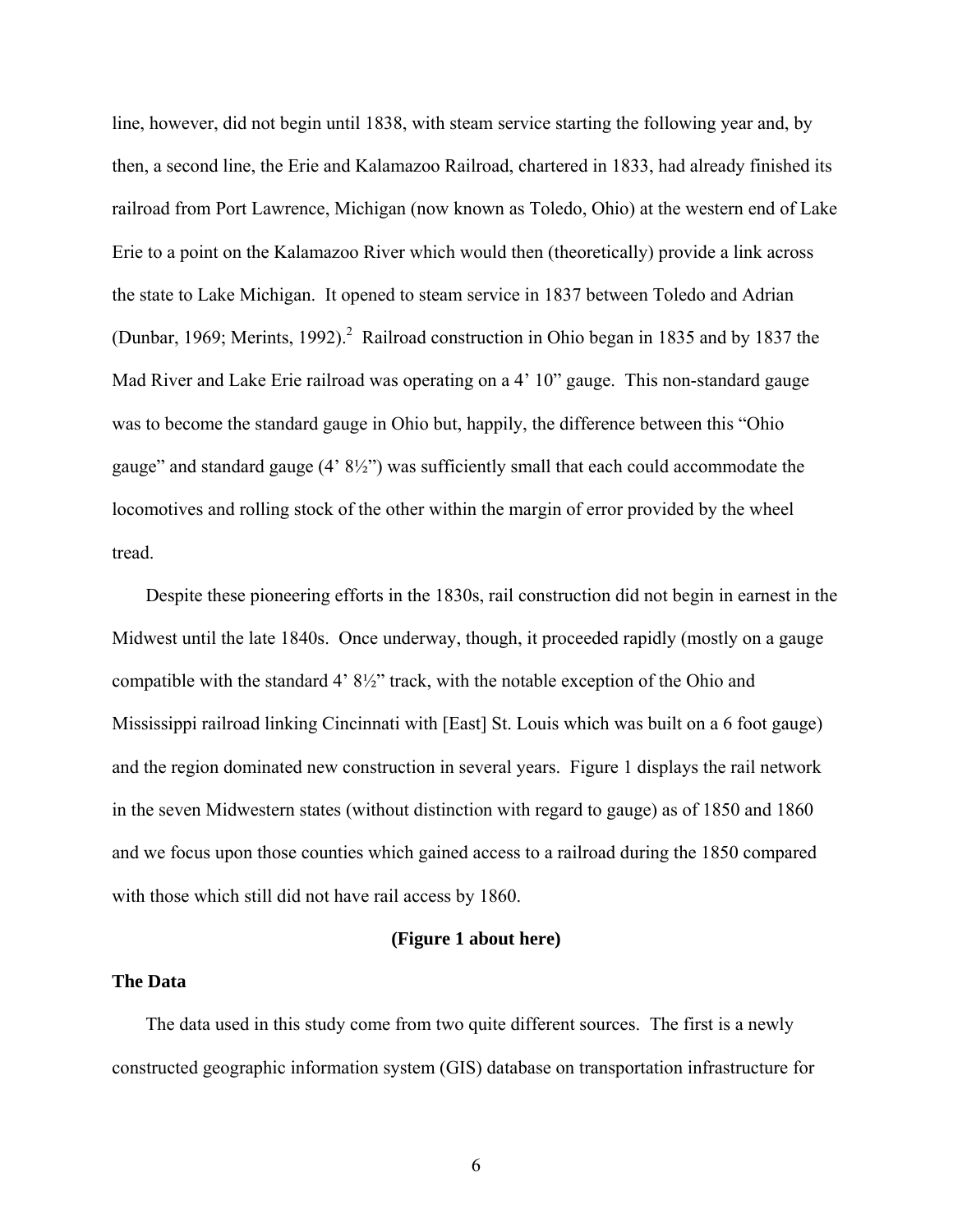line, however, did not begin until 1838, with steam service starting the following year and, by then, a second line, the Erie and Kalamazoo Railroad, chartered in 1833, had already finished its railroad from Port Lawrence, Michigan (now known as Toledo, Ohio) at the western end of Lake Erie to a point on the Kalamazoo River which would then (theoretically) provide a link across the state to Lake Michigan. It opened to steam service in 1837 between Toledo and Adrian (Dunbar, 1969; Merints, 1992).[2] Railroad construction in Ohio began in 1835 and by 1837 the Mad River and Lake Erie railroad was operating on a 4' 10" gauge. This non-standard gauge was to become the standard gauge in Ohio but, happily, the difference between this "Ohio gauge" and standard gauge (4' 8½") was sufficiently small that each could accommodate the locomotives and rolling stock of the other within the margin of error provided by the wheel tread.

Despite these pioneering efforts in the 1830s, rail construction did not begin in earnest in the Midwest until the late 1840s. Once underway, though, it proceeded rapidly (mostly on a gauge compatible with the standard 4' 8½" track, with the notable exception of the Ohio and Mississippi railroad linking Cincinnati with [East] St. Louis which was built on a 6 foot gauge) and the region dominated new construction in several years. Figure 1 displays the rail network in the seven Midwestern states (without distinction with regard to gauge) as of 1850 and 1860 and we focus upon those counties which gained access to a railroad during the 1850 compared with those which still did not have rail access by 1860.

**(Figure 1 about here)**

### The Data

The data used in this study come from two quite different sources. The first is a newly constructed geographic information system (GIS) database on transportation infrastructure for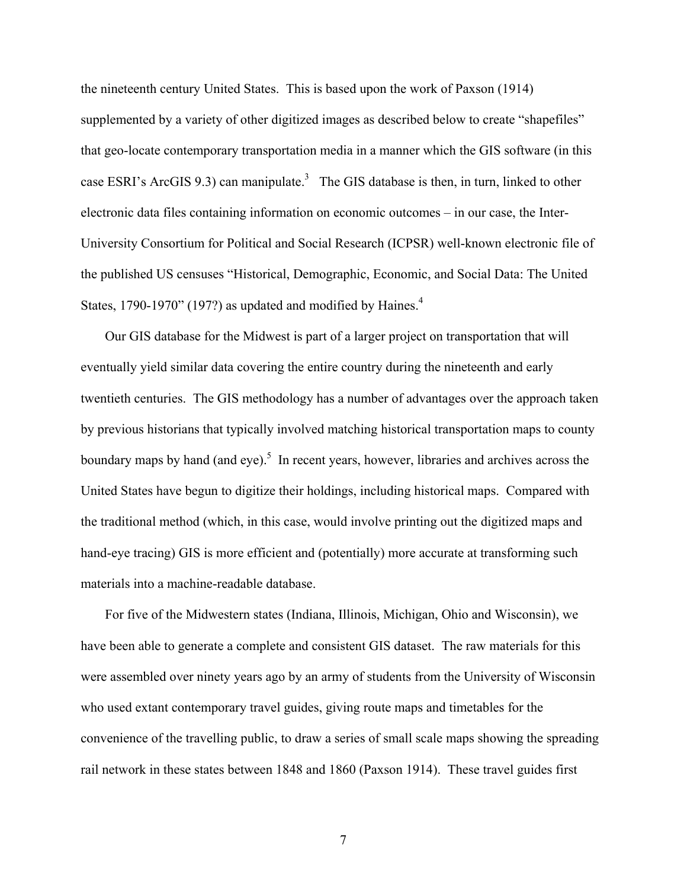the nineteenth century United States. This is based upon the work of Paxson (1914) supplemented by a variety of other digitized images as described below to create "shapefiles" that geo-locate contemporary transportation media in a manner which the GIS software (in this case ESRI's ArcGIS 9.3) can manipulate.[3] The GIS database is then, in turn, linked to other electronic data files containing information on economic outcomes – in our case, the Inter-University Consortium for Political and Social Research (ICPSR) well-known electronic file of the published US censuses "Historical, Demographic, Economic, and Social Data: The United States, 1790-1970" (197?) as updated and modified by Haines.[4]

Our GIS database for the Midwest is part of a larger project on transportation that will eventually yield similar data covering the entire country during the nineteenth and early twentieth centuries. The GIS methodology has a number of advantages over the approach taken by previous historians that typically involved matching historical transportation maps to county boundary maps by hand (and eye).[5] In recent years, however, libraries and archives across the United States have begun to digitize their holdings, including historical maps. Compared with the traditional method (which, in this case, would involve printing out the digitized maps and hand-eye tracing) GIS is more efficient and (potentially) more accurate at transforming such materials into a machine-readable database.

For five of the Midwestern states (Indiana, Illinois, Michigan, Ohio and Wisconsin), we have been able to generate a complete and consistent GIS dataset. The raw materials for this were assembled over ninety years ago by an army of students from the University of Wisconsin who used extant contemporary travel guides, giving route maps and timetables for the convenience of the travelling public, to draw a series of small scale maps showing the spreading rail network in these states between 1848 and 1860 (Paxson 1914). These travel guides first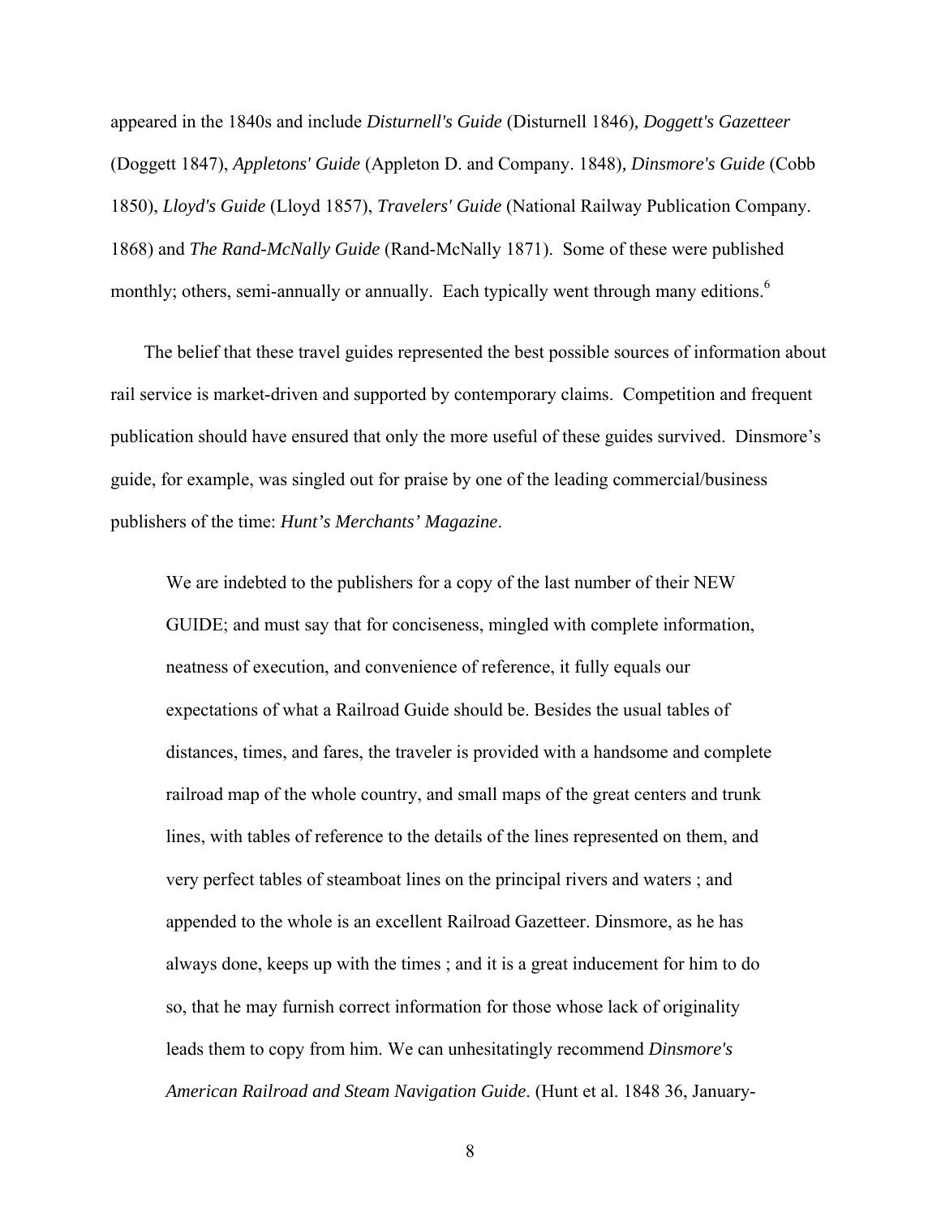appeared in the 1840s and include *Disturnell's Guide* (Disturnell 1846), *Doggett's Gazetteer* (Doggett 1847), *Appletons' Guide* (Appleton D. and Company. 1848), *Dinsmore's Guide* (Cobb 1850), *Lloyd's Guide* (Lloyd 1857), *Travelers' Guide* (National Railway Publication Company. 1868) and *The Rand-McNally Guide* (Rand-McNally 1871). Some of these were published monthly; others, semi-annually or annually. Each typically went through many editions.[6]

The belief that these travel guides represented the best possible sources of information about rail service is market-driven and supported by contemporary claims. Competition and frequent publication should have ensured that only the more useful of these guides survived. Dinsmore's guide, for example, was singled out for praise by one of the leading commercial/business publishers of the time: *Hunt's Merchants' Magazine*.

> We are indebted to the publishers for a copy of the last number of their NEW GUIDE; and must say that for conciseness, mingled with complete information, neatness of execution, and convenience of reference, it fully equals our expectations of what a Railroad Guide should be. Besides the usual tables of distances, times, and fares, the traveler is provided with a handsome and complete railroad map of the whole country, and small maps of the great centers and trunk lines, with tables of reference to the details of the lines represented on them, and very perfect tables of steamboat lines on the principal rivers and waters ; and appended to the whole is an excellent Railroad Gazetteer. Dinsmore, as he has always done, keeps up with the times ; and it is a great inducement for him to do so, that he may furnish correct information for those whose lack of originality leads them to copy from him. We can unhesitatingly recommend *Dinsmore's American Railroad and Steam Navigation Guide*. (Hunt et al. 1848 36, January-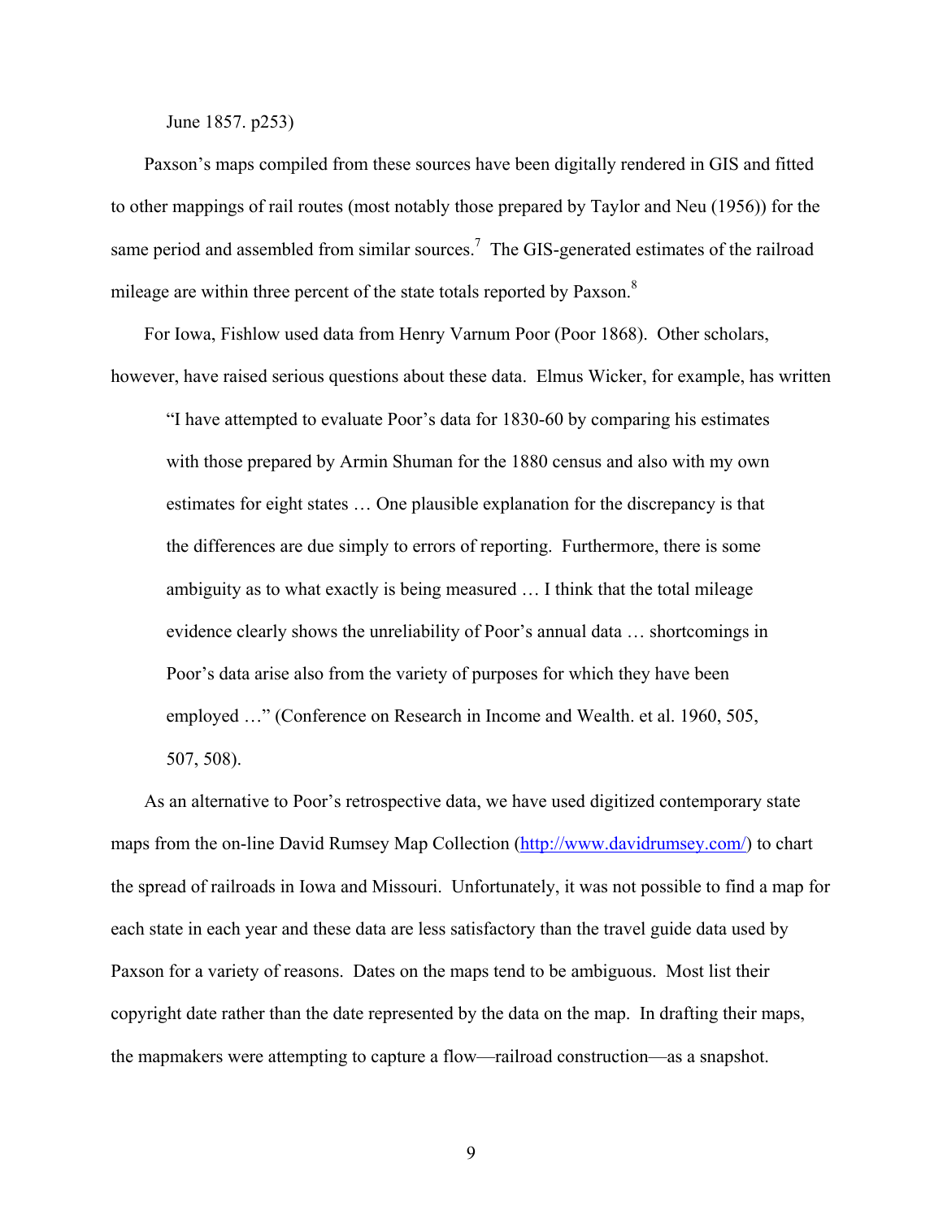June 1857. p253)

Paxson's maps compiled from these sources have been digitally rendered in GIS and fitted to other mappings of rail routes (most notably those prepared by Taylor and Neu (1956)) for the same period and assembled from similar sources.[7] The GIS-generated estimates of the railroad mileage are within three percent of the state totals reported by Paxson.[8]

For Iowa, Fishlow used data from Henry Varnum Poor (Poor 1868). Other scholars, however, have raised serious questions about these data. Elmus Wicker, for example, has written

> "I have attempted to evaluate Poor's data for 1830-60 by comparing his estimates with those prepared by Armin Shuman for the 1880 census and also with my own estimates for eight states … One plausible explanation for the discrepancy is that the differences are due simply to errors of reporting. Furthermore, there is some ambiguity as to what exactly is being measured … I think that the total mileage evidence clearly shows the unreliability of Poor's annual data … shortcomings in Poor's data arise also from the variety of purposes for which they have been employed …" (Conference on Research in Income and Wealth. et al. 1960, 505, 507, 508).

As an alternative to Poor's retrospective data, we have used digitized contemporary state maps from the on-line David Rumsey Map Collection (http://www.davidrumsey.com/) to chart the spread of railroads in Iowa and Missouri. Unfortunately, it was not possible to find a map for each state in each year and these data are less satisfactory than the travel guide data used by Paxson for a variety of reasons. Dates on the maps tend to be ambiguous. Most list their copyright date rather than the date represented by the data on the map. In drafting their maps, the mapmakers were attempting to capture a flow—railroad construction—as a snapshot.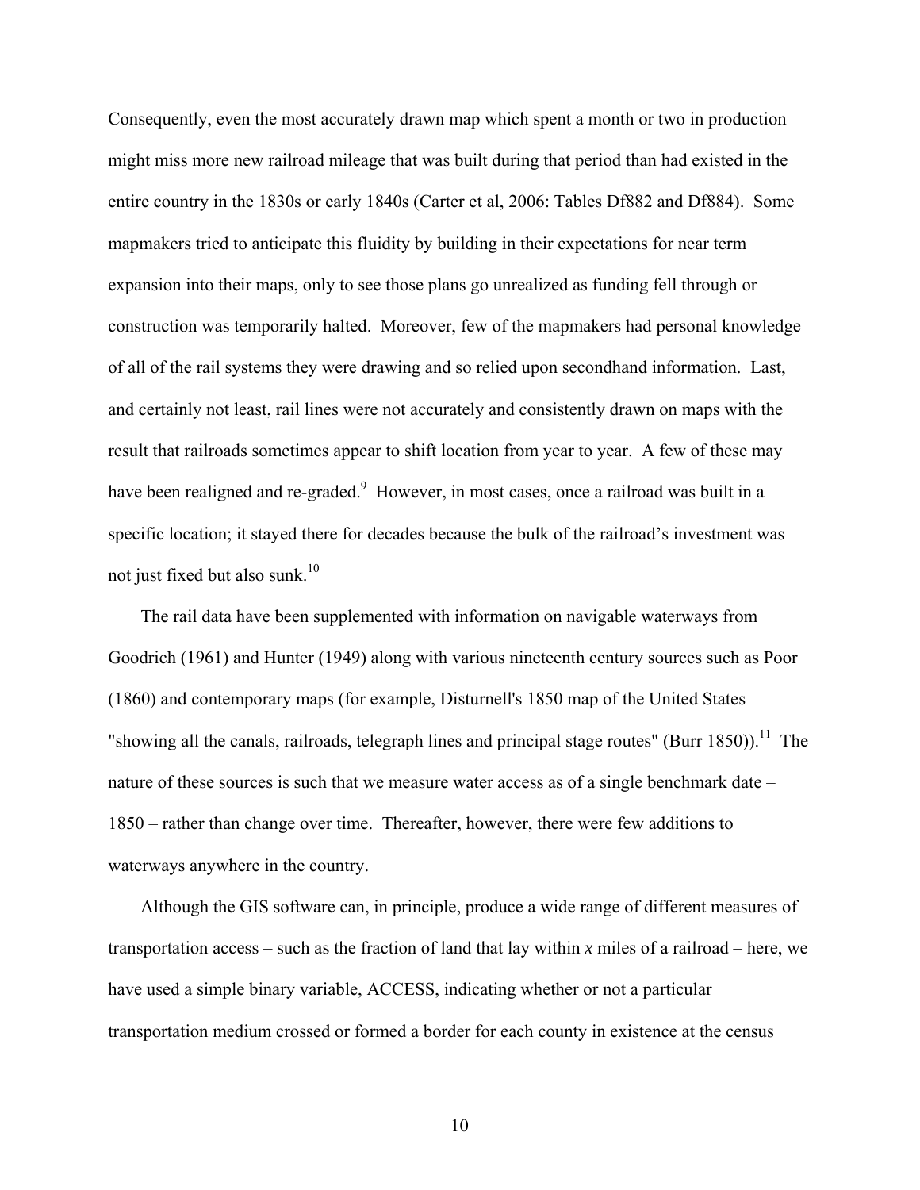Consequently, even the most accurately drawn map which spent a month or two in production might miss more new railroad mileage that was built during that period than had existed in the entire country in the 1830s or early 1840s (Carter et al, 2006: Tables Df882 and Df884). Some mapmakers tried to anticipate this fluidity by building in their expectations for near term expansion into their maps, only to see those plans go unrealized as funding fell through or construction was temporarily halted. Moreover, few of the mapmakers had personal knowledge of all of the rail systems they were drawing and so relied upon secondhand information. Last, and certainly not least, rail lines were not accurately and consistently drawn on maps with the result that railroads sometimes appear to shift location from year to year. A few of these may have been realigned and re-graded.[9] However, in most cases, once a railroad was built in a specific location; it stayed there for decades because the bulk of the railroad's investment was not just fixed but also sunk.[10]

The rail data have been supplemented with information on navigable waterways from Goodrich (1961) and Hunter (1949) along with various nineteenth century sources such as Poor (1860) and contemporary maps (for example, Disturnell's 1850 map of the United States "showing all the canals, railroads, telegraph lines and principal stage routes" (Burr 1850)).[11] The nature of these sources is such that we measure water access as of a single benchmark date – 1850 – rather than change over time. Thereafter, however, there were few additions to waterways anywhere in the country.

Although the GIS software can, in principle, produce a wide range of different measures of transportation access – such as the fraction of land that lay within *x* miles of a railroad – here, we have used a simple binary variable, ACCESS, indicating whether or not a particular transportation medium crossed or formed a border for each county in existence at the census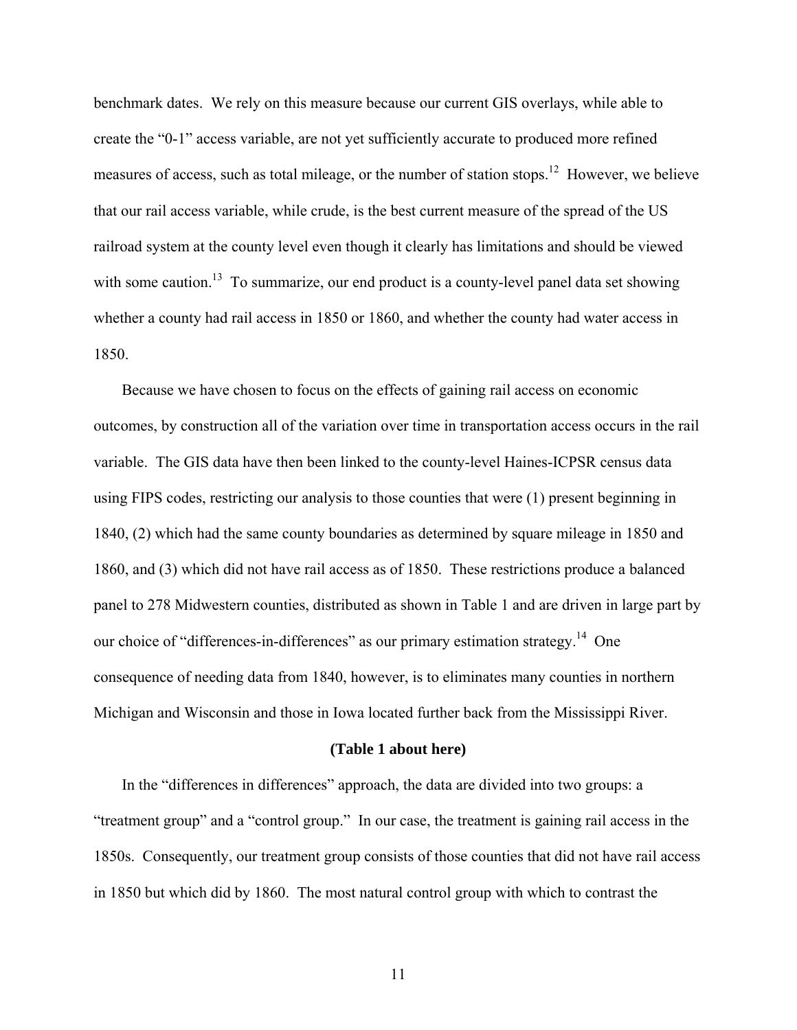benchmark dates. We rely on this measure because our current GIS overlays, while able to create the "0-1" access variable, are not yet sufficiently accurate to produced more refined measures of access, such as total mileage, or the number of station stops.[12] However, we believe that our rail access variable, while crude, is the best current measure of the spread of the US railroad system at the county level even though it clearly has limitations and should be viewed with some caution.[13] To summarize, our end product is a county-level panel data set showing whether a county had rail access in 1850 or 1860, and whether the county had water access in 1850.

Because we have chosen to focus on the effects of gaining rail access on economic outcomes, by construction all of the variation over time in transportation access occurs in the rail variable. The GIS data have then been linked to the county-level Haines-ICPSR census data using FIPS codes, restricting our analysis to those counties that were (1) present beginning in 1840, (2) which had the same county boundaries as determined by square mileage in 1850 and 1860, and (3) which did not have rail access as of 1850. These restrictions produce a balanced panel to 278 Midwestern counties, distributed as shown in Table 1 and are driven in large part by our choice of "differences-in-differences" as our primary estimation strategy.[14] One consequence of needing data from 1840, however, is to eliminates many counties in northern Michigan and Wisconsin and those in Iowa located further back from the Mississippi River.

**(Table 1 about here)**

In the "differences in differences" approach, the data are divided into two groups: a "treatment group" and a "control group." In our case, the treatment is gaining rail access in the 1850s. Consequently, our treatment group consists of those counties that did not have rail access in 1850 but which did by 1860. The most natural control group with which to contrast the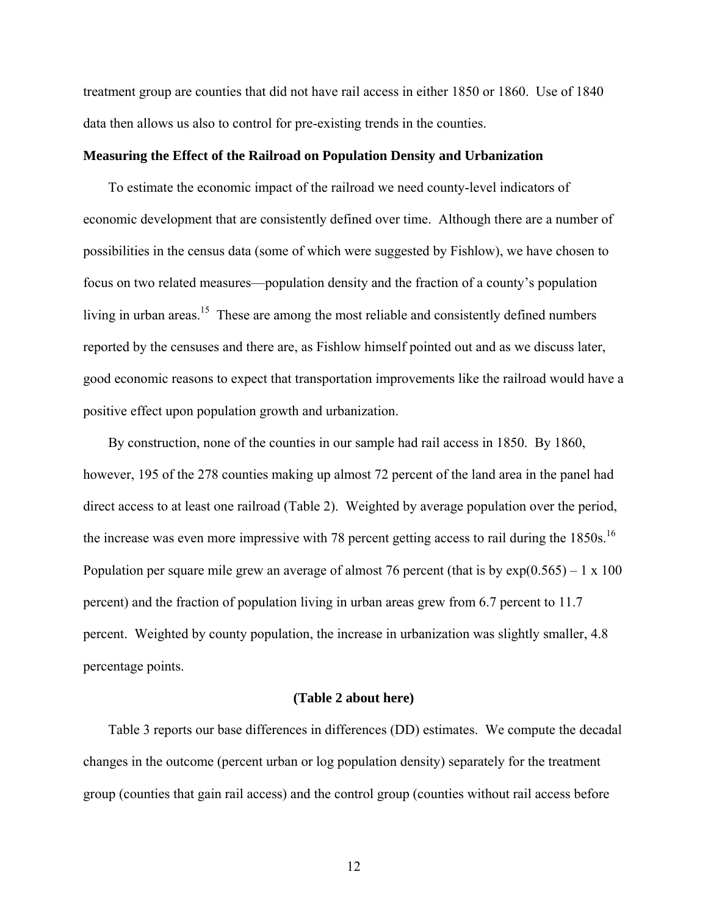treatment group are counties that did not have rail access in either 1850 or 1860. Use of 1840 data then allows us also to control for pre-existing trends in the counties.

**Measuring the Effect of the Railroad on Population Density and Urbanization**

To estimate the economic impact of the railroad we need county-level indicators of economic development that are consistently defined over time. Although there are a number of possibilities in the census data (some of which were suggested by Fishlow), we have chosen to focus on two related measures—population density and the fraction of a county's population living in urban areas.[15] These are among the most reliable and consistently defined numbers reported by the censuses and there are, as Fishlow himself pointed out and as we discuss later, good economic reasons to expect that transportation improvements like the railroad would have a positive effect upon population growth and urbanization.

By construction, none of the counties in our sample had rail access in 1850. By 1860, however, 195 of the 278 counties making up almost 72 percent of the land area in the panel had direct access to at least one railroad (Table 2). Weighted by average population over the period, the increase was even more impressive with 78 percent getting access to rail during the 1850s.[16] Population per square mile grew an average of almost 76 percent (that is by $\exp(0.565) - 1 \times 100$ percent) and the fraction of population living in urban areas grew from 6.7 percent to 11.7 percent. Weighted by county population, the increase in urbanization was slightly smaller, 4.8 percentage points.

**(Table 2 about here)**

Table 3 reports our base differences in differences (DD) estimates. We compute the decadal changes in the outcome (percent urban or log population density) separately for the treatment group (counties that gain rail access) and the control group (counties without rail access before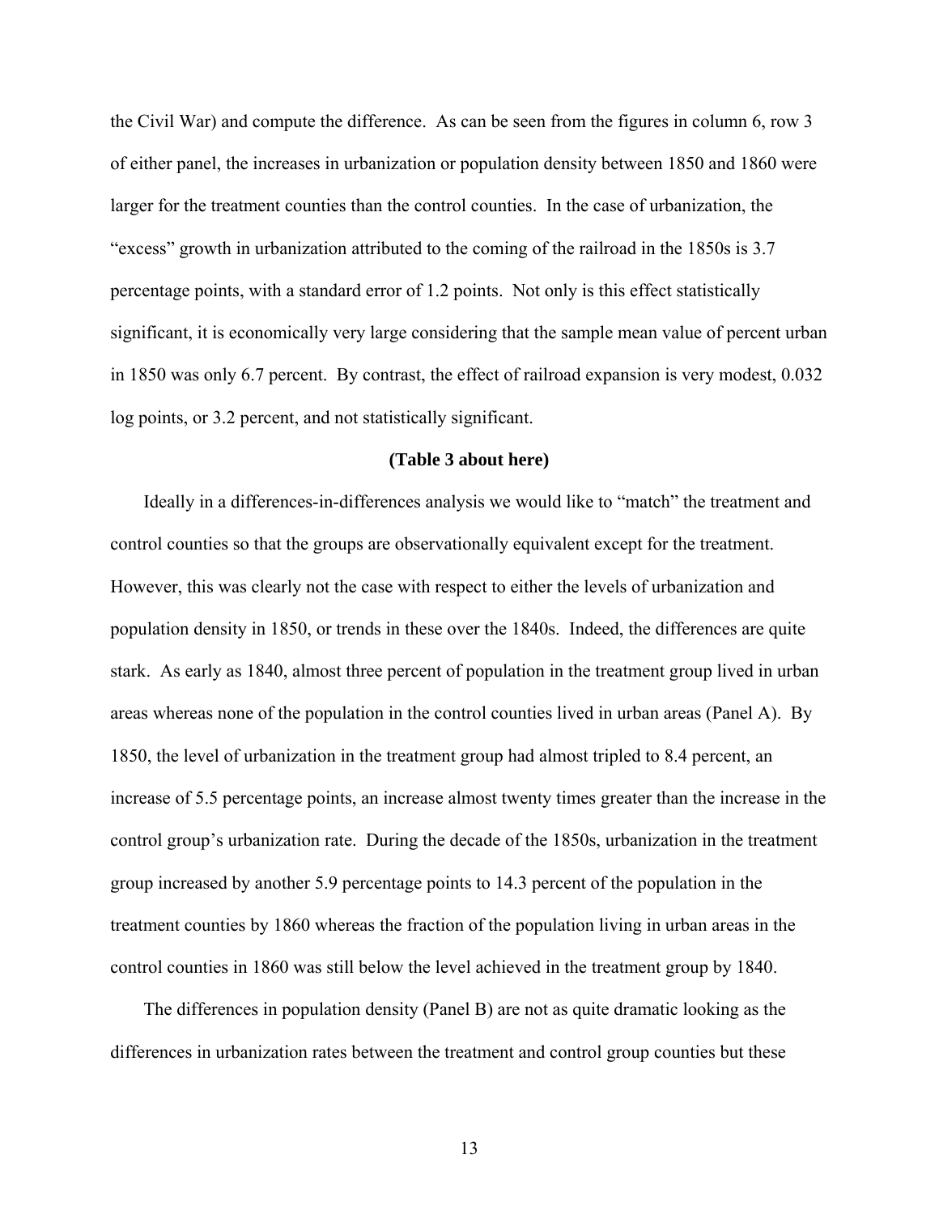the Civil War) and compute the difference. As can be seen from the figures in column 6, row 3 of either panel, the increases in urbanization or population density between 1850 and 1860 were larger for the treatment counties than the control counties. In the case of urbanization, the "excess" growth in urbanization attributed to the coming of the railroad in the 1850s is 3.7 percentage points, with a standard error of 1.2 points. Not only is this effect statistically significant, it is economically very large considering that the sample mean value of percent urban in 1850 was only 6.7 percent. By contrast, the effect of railroad expansion is very modest, 0.032 log points, or 3.2 percent, and not statistically significant.

**(Table 3 about here)**

Ideally in a differences-in-differences analysis we would like to "match" the treatment and control counties so that the groups are observationally equivalent except for the treatment. However, this was clearly not the case with respect to either the levels of urbanization and population density in 1850, or trends in these over the 1840s. Indeed, the differences are quite stark. As early as 1840, almost three percent of population in the treatment group lived in urban areas whereas none of the population in the control counties lived in urban areas (Panel A). By 1850, the level of urbanization in the treatment group had almost tripled to 8.4 percent, an increase of 5.5 percentage points, an increase almost twenty times greater than the increase in the control group's urbanization rate. During the decade of the 1850s, urbanization in the treatment group increased by another 5.9 percentage points to 14.3 percent of the population in the treatment counties by 1860 whereas the fraction of the population living in urban areas in the control counties in 1860 was still below the level achieved in the treatment group by 1840.

The differences in population density (Panel B) are not as quite dramatic looking as the differences in urbanization rates between the treatment and control group counties but these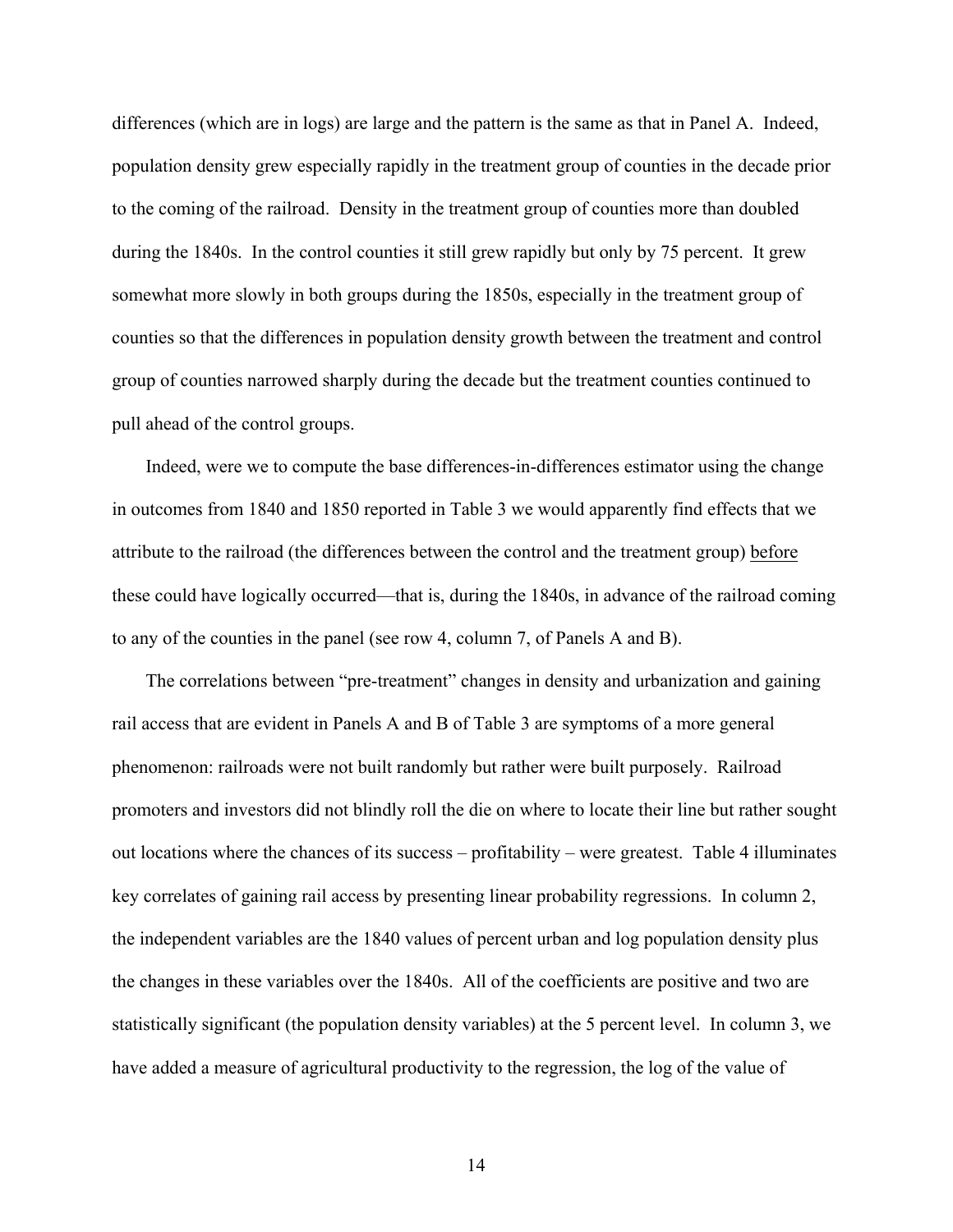differences (which are in logs) are large and the pattern is the same as that in Panel A. Indeed, population density grew especially rapidly in the treatment group of counties in the decade prior to the coming of the railroad. Density in the treatment group of counties more than doubled during the 1840s. In the control counties it still grew rapidly but only by 75 percent. It grew somewhat more slowly in both groups during the 1850s, especially in the treatment group of counties so that the differences in population density growth between the treatment and control group of counties narrowed sharply during the decade but the treatment counties continued to pull ahead of the control groups.

Indeed, were we to compute the base differences-in-differences estimator using the change in outcomes from 1840 and 1850 reported in Table 3 we would apparently find effects that we attribute to the railroad (the differences between the control and the treatment group) before these could have logically occurred—that is, during the 1840s, in advance of the railroad coming to any of the counties in the panel (see row 4, column 7, of Panels A and B).

The correlations between "pre-treatment" changes in density and urbanization and gaining rail access that are evident in Panels A and B of Table 3 are symptoms of a more general phenomenon: railroads were not built randomly but rather were built purposely. Railroad promoters and investors did not blindly roll the die on where to locate their line but rather sought out locations where the chances of its success – profitability – were greatest. Table 4 illuminates key correlates of gaining rail access by presenting linear probability regressions. In column 2, the independent variables are the 1840 values of percent urban and log population density plus the changes in these variables over the 1840s. All of the coefficients are positive and two are statistically significant (the population density variables) at the 5 percent level. In column 3, we have added a measure of agricultural productivity to the regression, the log of the value of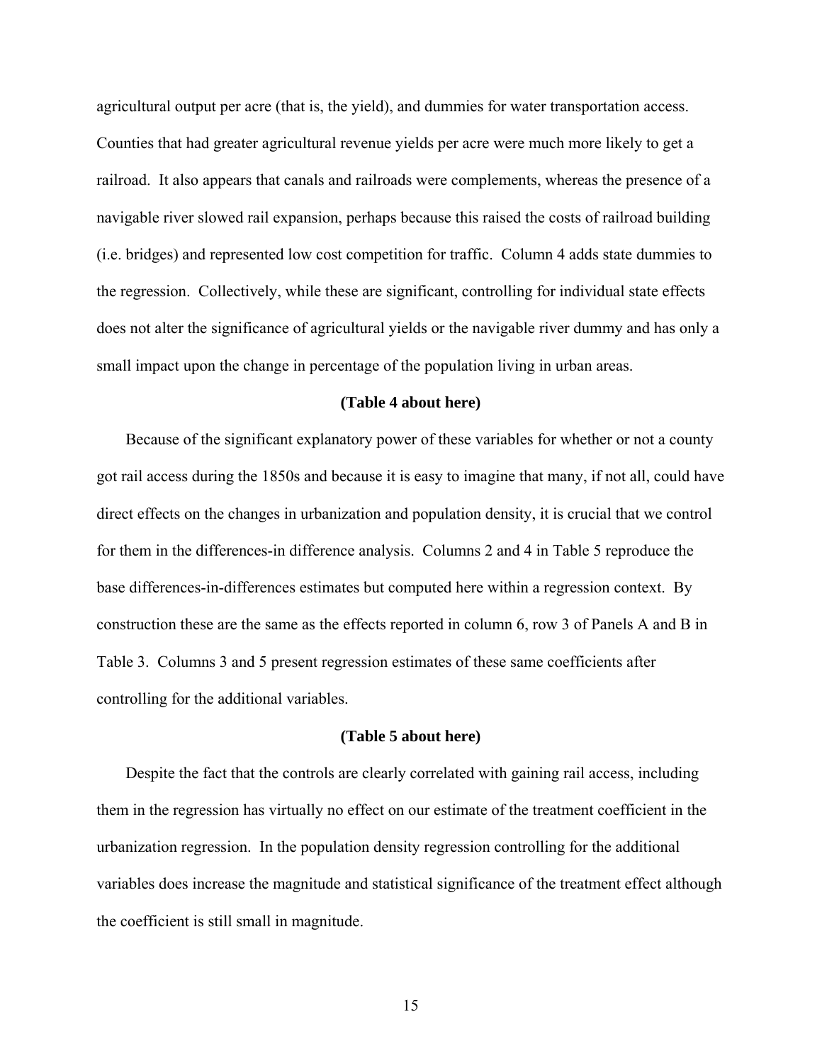agricultural output per acre (that is, the yield), and dummies for water transportation access. Counties that had greater agricultural revenue yields per acre were much more likely to get a railroad. It also appears that canals and railroads were complements, whereas the presence of a navigable river slowed rail expansion, perhaps because this raised the costs of railroad building (i.e. bridges) and represented low cost competition for traffic. Column 4 adds state dummies to the regression. Collectively, while these are significant, controlling for individual state effects does not alter the significance of agricultural yields or the navigable river dummy and has only a small impact upon the change in percentage of the population living in urban areas.

**(Table 4 about here)**

Because of the significant explanatory power of these variables for whether or not a county got rail access during the 1850s and because it is easy to imagine that many, if not all, could have direct effects on the changes in urbanization and population density, it is crucial that we control for them in the differences-in difference analysis. Columns 2 and 4 in Table 5 reproduce the base differences-in-differences estimates but computed here within a regression context. By construction these are the same as the effects reported in column 6, row 3 of Panels A and B in Table 3. Columns 3 and 5 present regression estimates of these same coefficients after controlling for the additional variables.

**(Table 5 about here)**

Despite the fact that the controls are clearly correlated with gaining rail access, including them in the regression has virtually no effect on our estimate of the treatment coefficient in the urbanization regression. In the population density regression controlling for the additional variables does increase the magnitude and statistical significance of the treatment effect although the coefficient is still small in magnitude.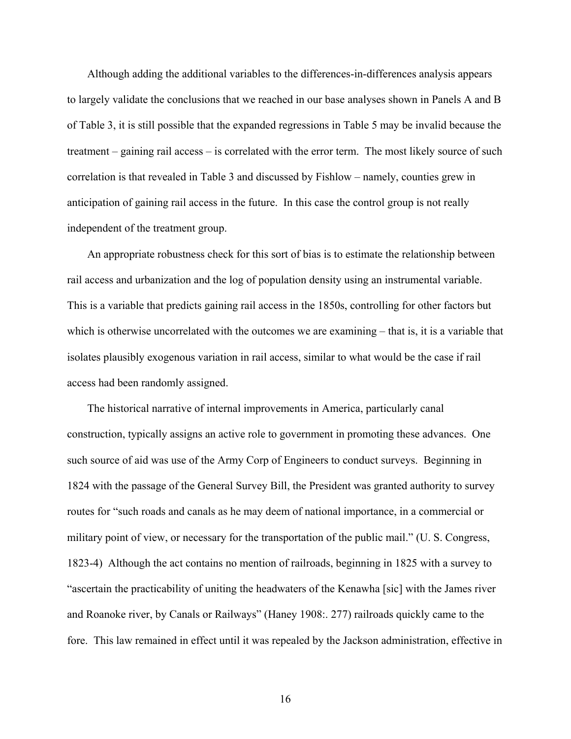Although adding the additional variables to the differences-in-differences analysis appears to largely validate the conclusions that we reached in our base analyses shown in Panels A and B of Table 3, it is still possible that the expanded regressions in Table 5 may be invalid because the treatment – gaining rail access – is correlated with the error term. The most likely source of such correlation is that revealed in Table 3 and discussed by Fishlow – namely, counties grew in anticipation of gaining rail access in the future. In this case the control group is not really independent of the treatment group.

An appropriate robustness check for this sort of bias is to estimate the relationship between rail access and urbanization and the log of population density using an instrumental variable. This is a variable that predicts gaining rail access in the 1850s, controlling for other factors but which is otherwise uncorrelated with the outcomes we are examining – that is, it is a variable that isolates plausibly exogenous variation in rail access, similar to what would be the case if rail access had been randomly assigned.

The historical narrative of internal improvements in America, particularly canal construction, typically assigns an active role to government in promoting these advances. One such source of aid was use of the Army Corp of Engineers to conduct surveys. Beginning in 1824 with the passage of the General Survey Bill, the President was granted authority to survey routes for "such roads and canals as he may deem of national importance, in a commercial or military point of view, or necessary for the transportation of the public mail." (U. S. Congress, 1823-4) Although the act contains no mention of railroads, beginning in 1825 with a survey to "ascertain the practicability of uniting the headwaters of the Kenawha [sic] with the James river and Roanoke river, by Canals or Railways" (Haney 1908:. 277) railroads quickly came to the fore. This law remained in effect until it was repealed by the Jackson administration, effective in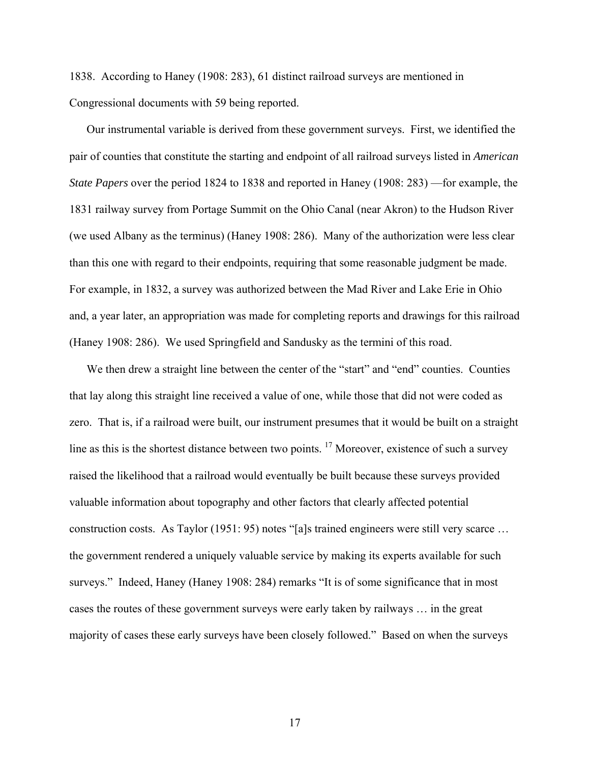1838. According to Haney (1908: 283), 61 distinct railroad surveys are mentioned in Congressional documents with 59 being reported.

Our instrumental variable is derived from these government surveys. First, we identified the pair of counties that constitute the starting and endpoint of all railroad surveys listed in *American State Papers* over the period 1824 to 1838 and reported in Haney (1908: 283) —for example, the 1831 railway survey from Portage Summit on the Ohio Canal (near Akron) to the Hudson River (we used Albany as the terminus) (Haney 1908: 286). Many of the authorization were less clear than this one with regard to their endpoints, requiring that some reasonable judgment be made. For example, in 1832, a survey was authorized between the Mad River and Lake Erie in Ohio and, a year later, an appropriation was made for completing reports and drawings for this railroad (Haney 1908: 286). We used Springfield and Sandusky as the termini of this road.

We then drew a straight line between the center of the "start" and "end" counties. Counties that lay along this straight line received a value of one, while those that did not were coded as zero. That is, if a railroad were built, our instrument presumes that it would be built on a straight line as this is the shortest distance between two points. [17] Moreover, existence of such a survey raised the likelihood that a railroad would eventually be built because these surveys provided valuable information about topography and other factors that clearly affected potential construction costs. As Taylor (1951: 95) notes "[a]s trained engineers were still very scarce … the government rendered a uniquely valuable service by making its experts available for such surveys." Indeed, Haney (Haney 1908: 284) remarks "It is of some significance that in most cases the routes of these government surveys were early taken by railways … in the great majority of cases these early surveys have been closely followed." Based on when the surveys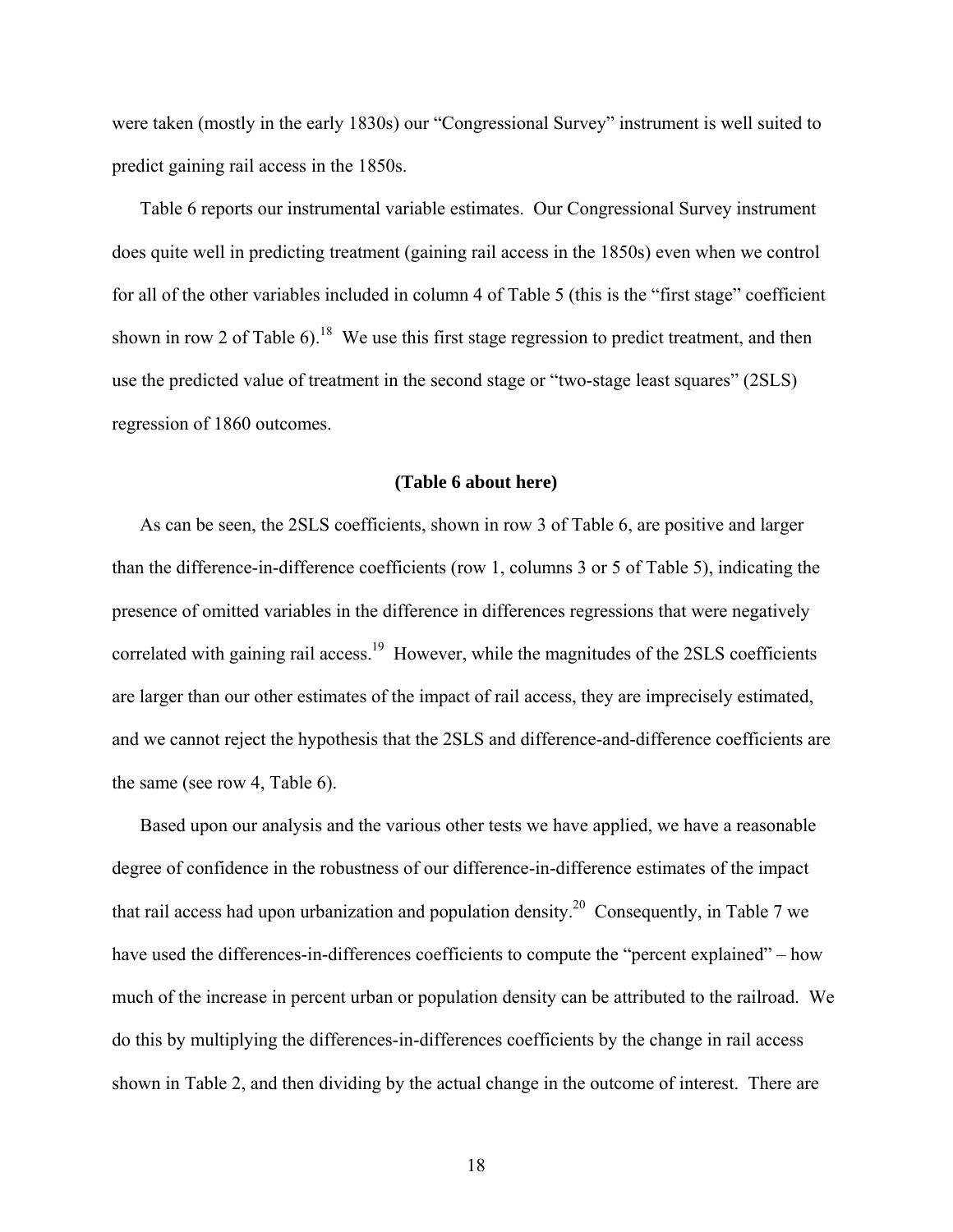were taken (mostly in the early 1830s) our "Congressional Survey" instrument is well suited to predict gaining rail access in the 1850s.

Table 6 reports our instrumental variable estimates. Our Congressional Survey instrument does quite well in predicting treatment (gaining rail access in the 1850s) even when we control for all of the other variables included in column 4 of Table 5 (this is the "first stage" coefficient shown in row 2 of Table 6).[18] We use this first stage regression to predict treatment, and then use the predicted value of treatment in the second stage or "two-stage least squares" (2SLS) regression of 1860 outcomes.

**(Table 6 about here)**

As can be seen, the 2SLS coefficients, shown in row 3 of Table 6, are positive and larger than the difference-in-difference coefficients (row 1, columns 3 or 5 of Table 5), indicating the presence of omitted variables in the difference in differences regressions that were negatively correlated with gaining rail access.[19] However, while the magnitudes of the 2SLS coefficients are larger than our other estimates of the impact of rail access, they are imprecisely estimated, and we cannot reject the hypothesis that the 2SLS and difference-and-difference coefficients are the same (see row 4, Table 6).

Based upon our analysis and the various other tests we have applied, we have a reasonable degree of confidence in the robustness of our difference-in-difference estimates of the impact that rail access had upon urbanization and population density.[20] Consequently, in Table 7 we have used the differences-in-differences coefficients to compute the "percent explained" – how much of the increase in percent urban or population density can be attributed to the railroad. We do this by multiplying the differences-in-differences coefficients by the change in rail access shown in Table 2, and then dividing by the actual change in the outcome of interest. There are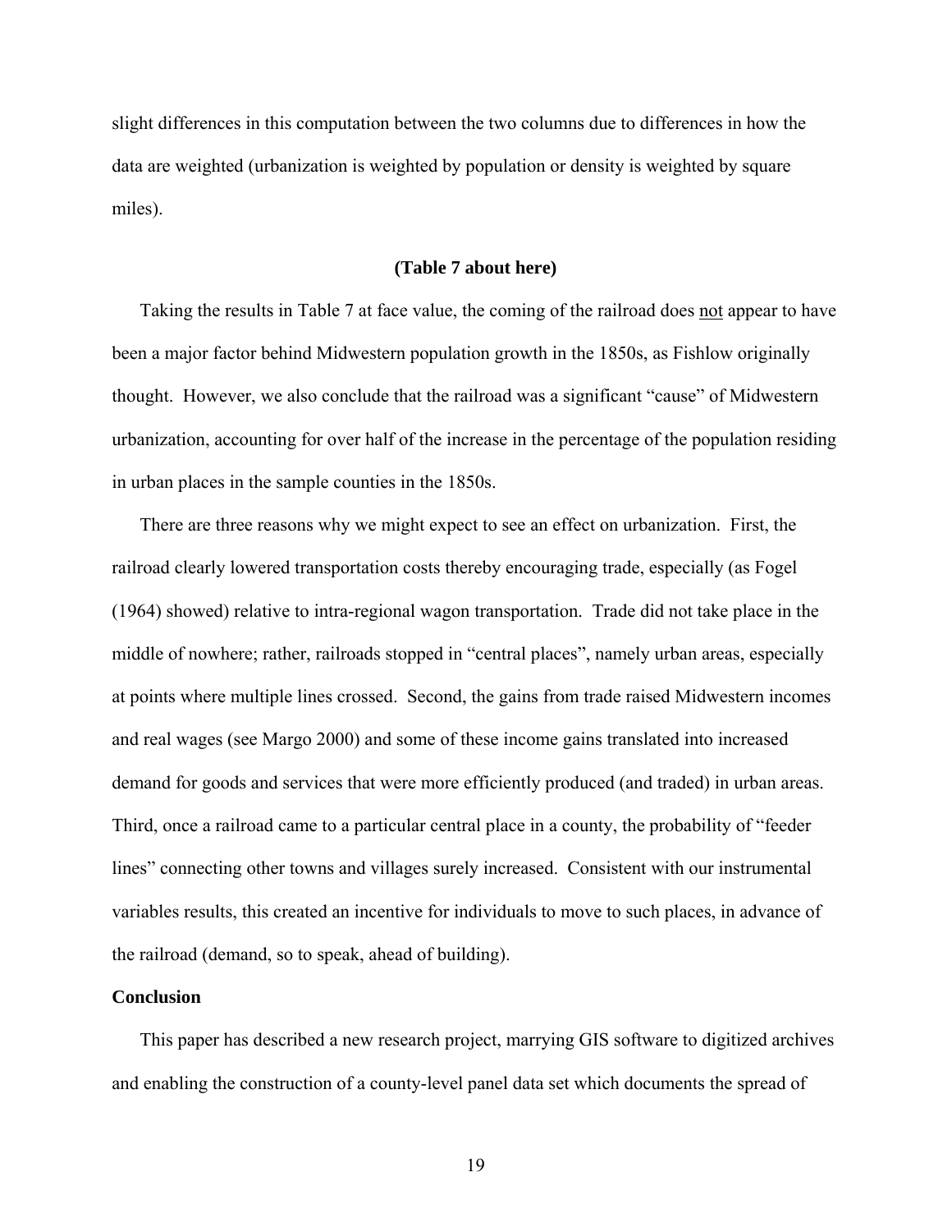slight differences in this computation between the two columns due to differences in how the data are weighted (urbanization is weighted by population or density is weighted by square miles).

**(Table 7 about here)**

Taking the results in Table 7 at face value, the coming of the railroad does not appear to have been a major factor behind Midwestern population growth in the 1850s, as Fishlow originally thought. However, we also conclude that the railroad was a significant "cause" of Midwestern urbanization, accounting for over half of the increase in the percentage of the population residing in urban places in the sample counties in the 1850s.

There are three reasons why we might expect to see an effect on urbanization. First, the railroad clearly lowered transportation costs thereby encouraging trade, especially (as Fogel (1964) showed) relative to intra-regional wagon transportation. Trade did not take place in the middle of nowhere; rather, railroads stopped in "central places", namely urban areas, especially at points where multiple lines crossed. Second, the gains from trade raised Midwestern incomes and real wages (see Margo 2000) and some of these income gains translated into increased demand for goods and services that were more efficiently produced (and traded) in urban areas. Third, once a railroad came to a particular central place in a county, the probability of "feeder lines" connecting other towns and villages surely increased. Consistent with our instrumental variables results, this created an incentive for individuals to move to such places, in advance of the railroad (demand, so to speak, ahead of building).

## Conclusion

This paper has described a new research project, marrying GIS software to digitized archives and enabling the construction of a county-level panel data set which documents the spread of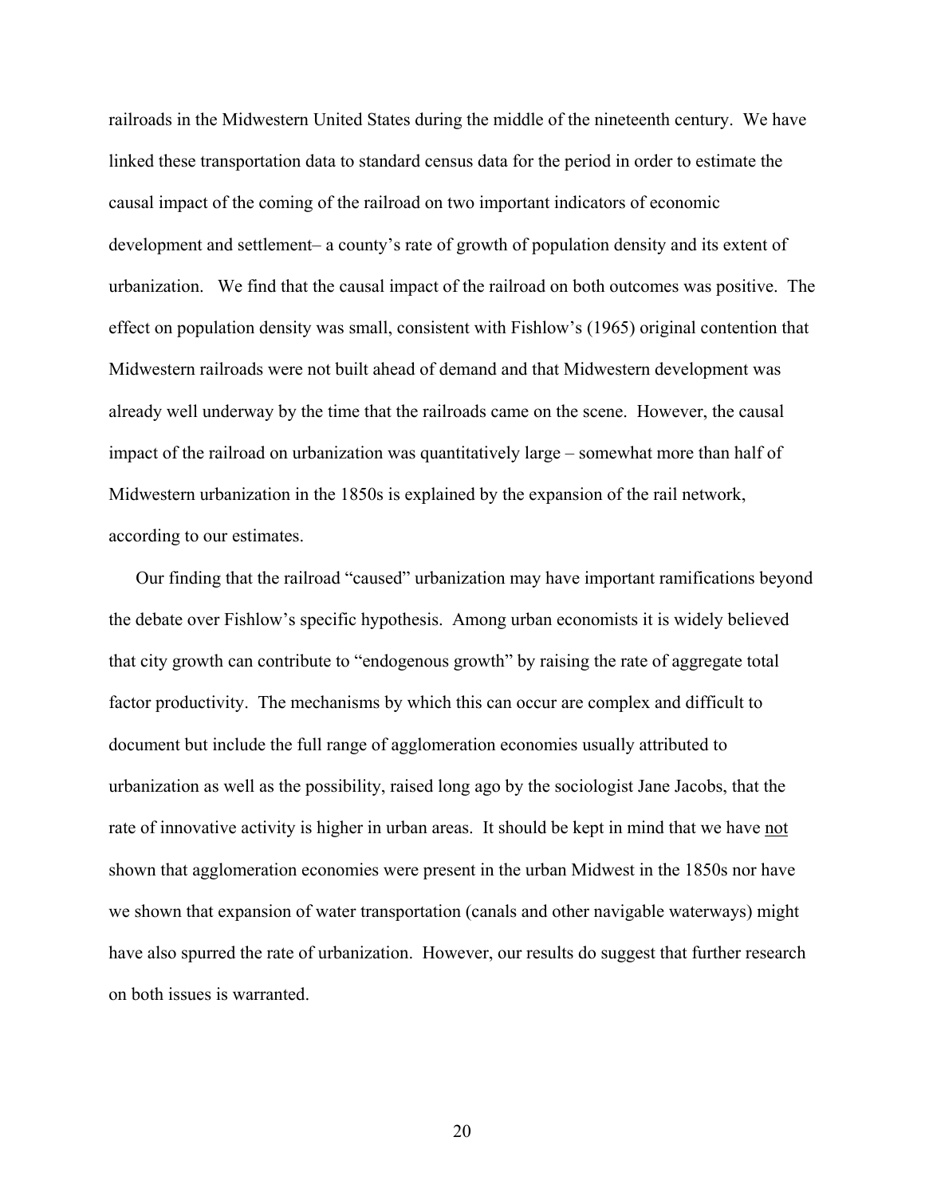railroads in the Midwestern United States during the middle of the nineteenth century. We have linked these transportation data to standard census data for the period in order to estimate the causal impact of the coming of the railroad on two important indicators of economic development and settlement– a county's rate of growth of population density and its extent of urbanization. We find that the causal impact of the railroad on both outcomes was positive. The effect on population density was small, consistent with Fishlow's (1965) original contention that Midwestern railroads were not built ahead of demand and that Midwestern development was already well underway by the time that the railroads came on the scene. However, the causal impact of the railroad on urbanization was quantitatively large – somewhat more than half of Midwestern urbanization in the 1850s is explained by the expansion of the rail network, according to our estimates.

Our finding that the railroad "caused" urbanization may have important ramifications beyond the debate over Fishlow's specific hypothesis. Among urban economists it is widely believed that city growth can contribute to "endogenous growth" by raising the rate of aggregate total factor productivity. The mechanisms by which this can occur are complex and difficult to document but include the full range of agglomeration economies usually attributed to urbanization as well as the possibility, raised long ago by the sociologist Jane Jacobs, that the rate of innovative activity is higher in urban areas. It should be kept in mind that we have <u>not</u> shown that agglomeration economies were present in the urban Midwest in the 1850s nor have we shown that expansion of water transportation (canals and other navigable waterways) might have also spurred the rate of urbanization. However, our results do suggest that further research on both issues is warranted.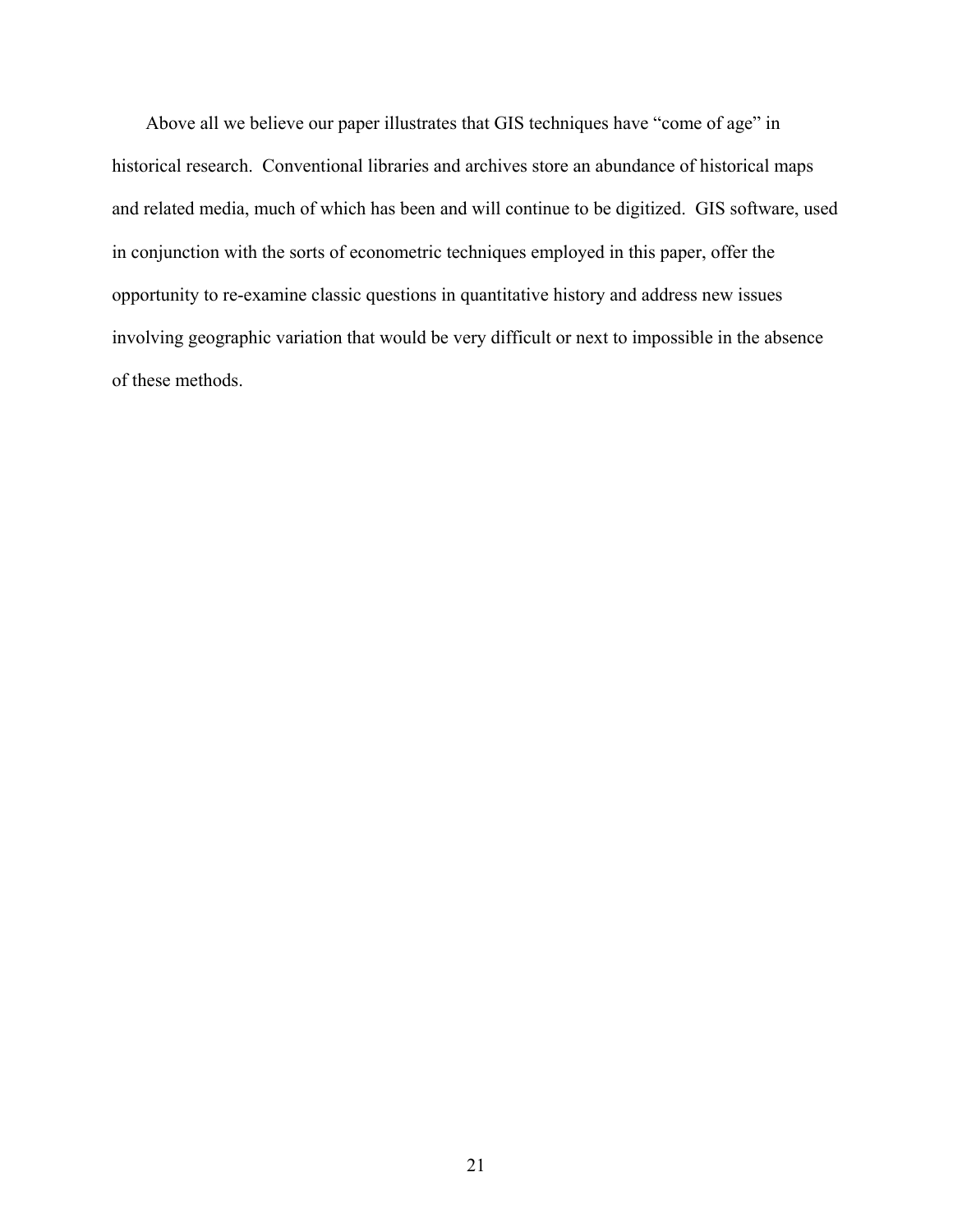Above all we believe our paper illustrates that GIS techniques have "come of age" in historical research. Conventional libraries and archives store an abundance of historical maps and related media, much of which has been and will continue to be digitized. GIS software, used in conjunction with the sorts of econometric techniques employed in this paper, offer the opportunity to re-examine classic questions in quantitative history and address new issues involving geographic variation that would be very difficult or next to impossible in the absence of these methods.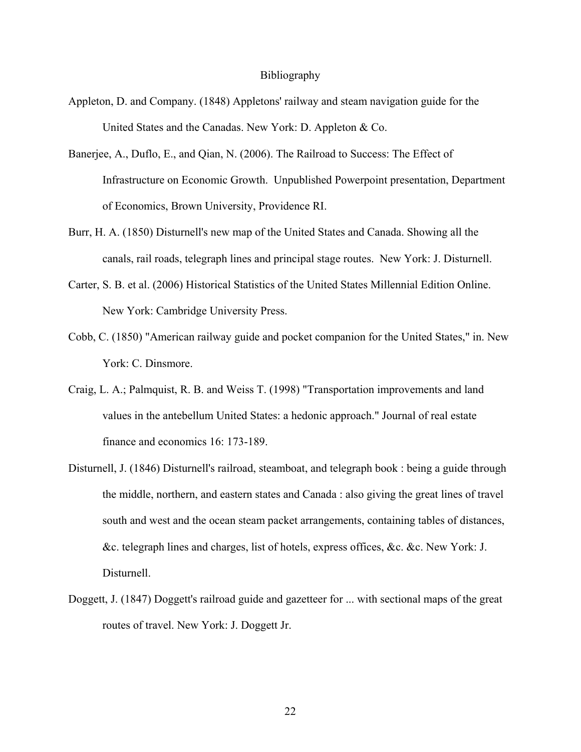# Bibliography

Appleton, D. and Company. (1848) Appletons' railway and steam navigation guide for the United States and the Canadas. New York: D. Appleton & Co.

Banerjee, A., Duflo, E., and Qian, N. (2006). The Railroad to Success: The Effect of Infrastructure on Economic Growth. Unpublished Powerpoint presentation, Department of Economics, Brown University, Providence RI.

Burr, H. A. (1850) Disturnell's new map of the United States and Canada. Showing all the canals, rail roads, telegraph lines and principal stage routes. New York: J. Disturnell.

Carter, S. B. et al. (2006) Historical Statistics of the United States Millennial Edition Online. New York: Cambridge University Press.

Cobb, C. (1850) "American railway guide and pocket companion for the United States," in. New York: C. Dinsmore.

Craig, L. A.; Palmquist, R. B. and Weiss T. (1998) "Transportation improvements and land values in the antebellum United States: a hedonic approach." Journal of real estate finance and economics 16: 173-189.

Disturnell, J. (1846) Disturnell's railroad, steamboat, and telegraph book : being a guide through the middle, northern, and eastern states and Canada : also giving the great lines of travel south and west and the ocean steam packet arrangements, containing tables of distances, &c. telegraph lines and charges, list of hotels, express offices, &c. &c. New York: J. Disturnell.

Doggett, J. (1847) Doggett's railroad guide and gazetteer for ... with sectional maps of the great routes of travel. New York: J. Doggett Jr.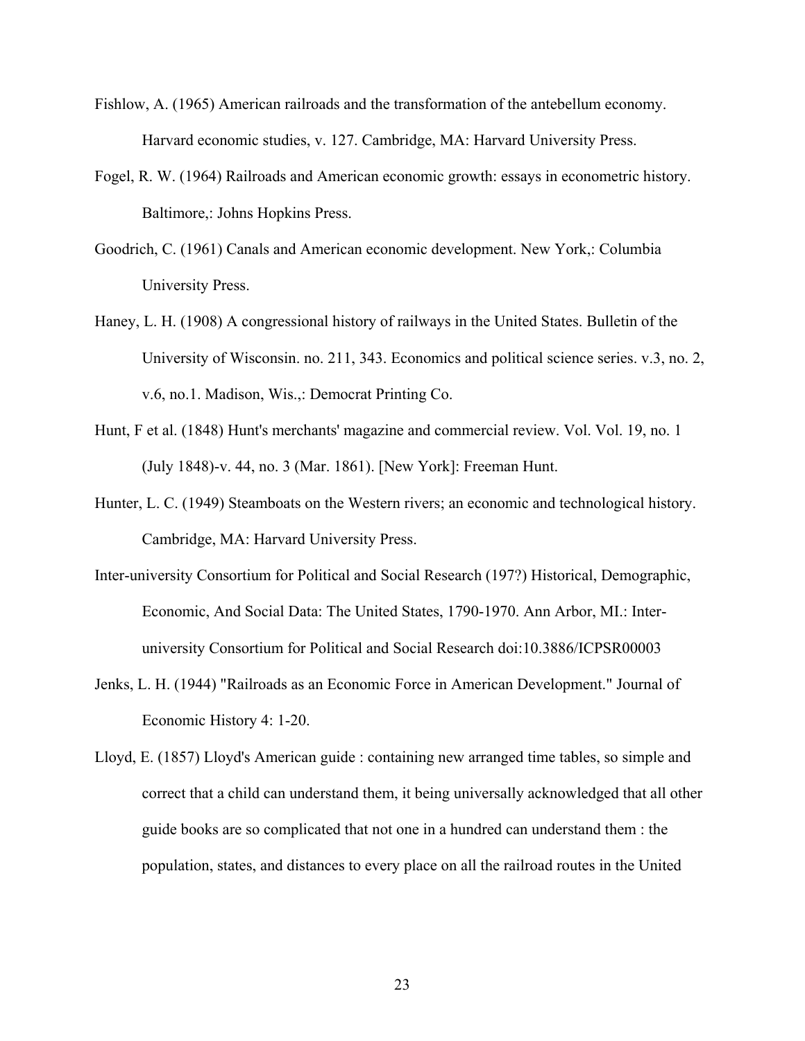Fishlow, A. (1965) American railroads and the transformation of the antebellum economy. Harvard economic studies, v. 127. Cambridge, MA: Harvard University Press.

Fogel, R. W. (1964) Railroads and American economic growth: essays in econometric history. Baltimore,: Johns Hopkins Press.

Goodrich, C. (1961) Canals and American economic development. New York,: Columbia University Press.

Haney, L. H. (1908) A congressional history of railways in the United States. Bulletin of the University of Wisconsin. no. 211, 343. Economics and political science series. v.3, no. 2, v.6, no.1. Madison, Wis.,: Democrat Printing Co.

Hunt, F et al. (1848) Hunt's merchants' magazine and commercial review. Vol. Vol. 19, no. 1 (July 1848)-v. 44, no. 3 (Mar. 1861). [New York]: Freeman Hunt.

Hunter, L. C. (1949) Steamboats on the Western rivers; an economic and technological history. Cambridge, MA: Harvard University Press.

Inter-university Consortium for Political and Social Research (197?) Historical, Demographic, Economic, And Social Data: The United States, 1790-1970. Ann Arbor, MI.: Inter-university Consortium for Political and Social Research doi:10.3886/ICPSR00003

Jenks, L. H. (1944) "Railroads as an Economic Force in American Development." Journal of Economic History 4: 1-20.

Lloyd, E. (1857) Lloyd's American guide : containing new arranged time tables, so simple and correct that a child can understand them, it being universally acknowledged that all other guide books are so complicated that not one in a hundred can understand them : the population, states, and distances to every place on all the railroad routes in the United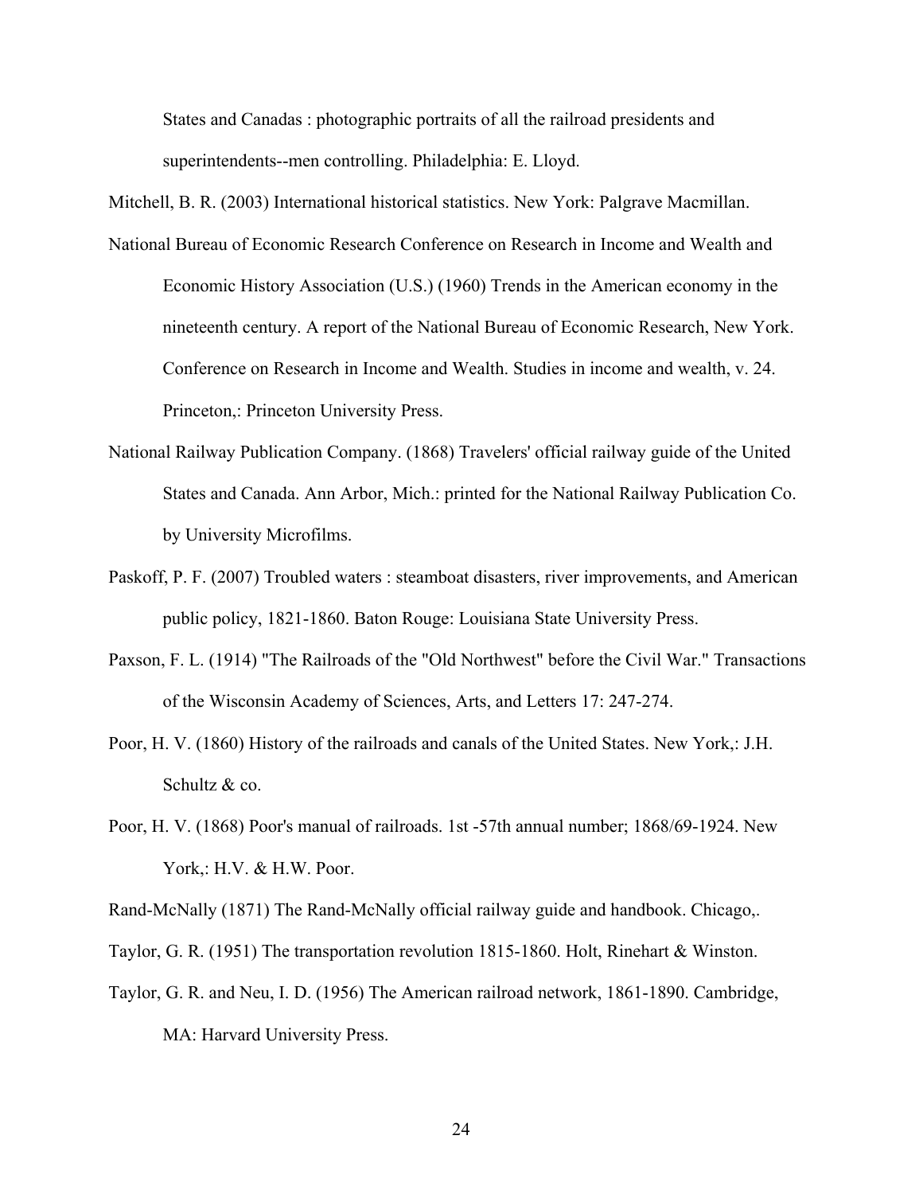States and Canadas : photographic portraits of all the railroad presidents and superintendents--men controlling. Philadelphia: E. Lloyd.

Mitchell, B. R. (2003) International historical statistics. New York: Palgrave Macmillan.

National Bureau of Economic Research Conference on Research in Income and Wealth and Economic History Association (U.S.) (1960) Trends in the American economy in the nineteenth century. A report of the National Bureau of Economic Research, New York. Conference on Research in Income and Wealth. Studies in income and wealth, v. 24. Princeton,: Princeton University Press.

National Railway Publication Company. (1868) Travelers' official railway guide of the United States and Canada. Ann Arbor, Mich.: printed for the National Railway Publication Co. by University Microfilms.

Paskoff, P. F. (2007) Troubled waters : steamboat disasters, river improvements, and American public policy, 1821-1860. Baton Rouge: Louisiana State University Press.

Paxson, F. L. (1914) "The Railroads of the "Old Northwest" before the Civil War." Transactions of the Wisconsin Academy of Sciences, Arts, and Letters 17: 247-274.

Poor, H. V. (1860) History of the railroads and canals of the United States. New York,: J.H. Schultz & co.

Poor, H. V. (1868) Poor's manual of railroads. 1st -57th annual number; 1868/69-1924. New York,: H.V. & H.W. Poor.

Rand-McNally (1871) The Rand-McNally official railway guide and handbook. Chicago,.

Taylor, G. R. (1951) The transportation revolution 1815-1860. Holt, Rinehart & Winston.

Taylor, G. R. and Neu, I. D. (1956) The American railroad network, 1861-1890. Cambridge, MA: Harvard University Press.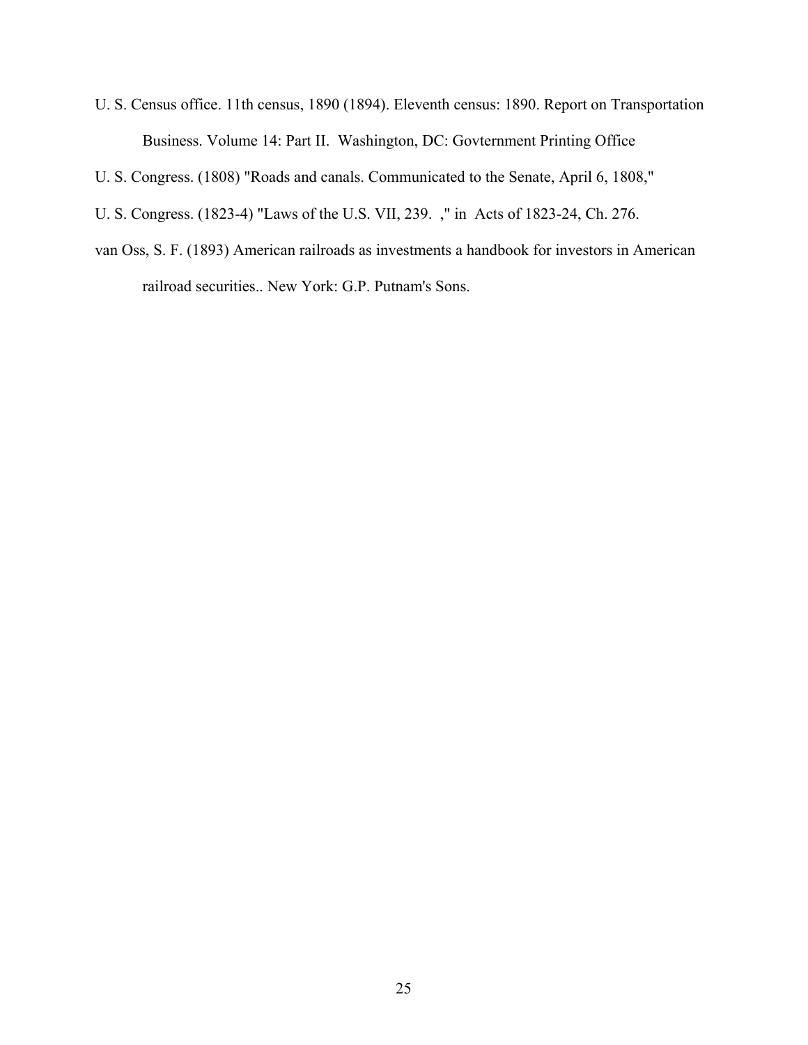U. S. Census office. 11th census, 1890 (1894). Eleventh census: 1890. Report on Transportation Business. Volume 14: Part II. Washington, DC: Govternment Printing Office

U. S. Congress. (1808) "Roads and canals. Communicated to the Senate, April 6, 1808,"

U. S. Congress. (1823-4) "Laws of the U.S. VII, 239. ," in Acts of 1823-24, Ch. 276.

van Oss, S. F. (1893) American railroads as investments a handbook for investors in American railroad securities.. New York: G.P. Putnam's Sons.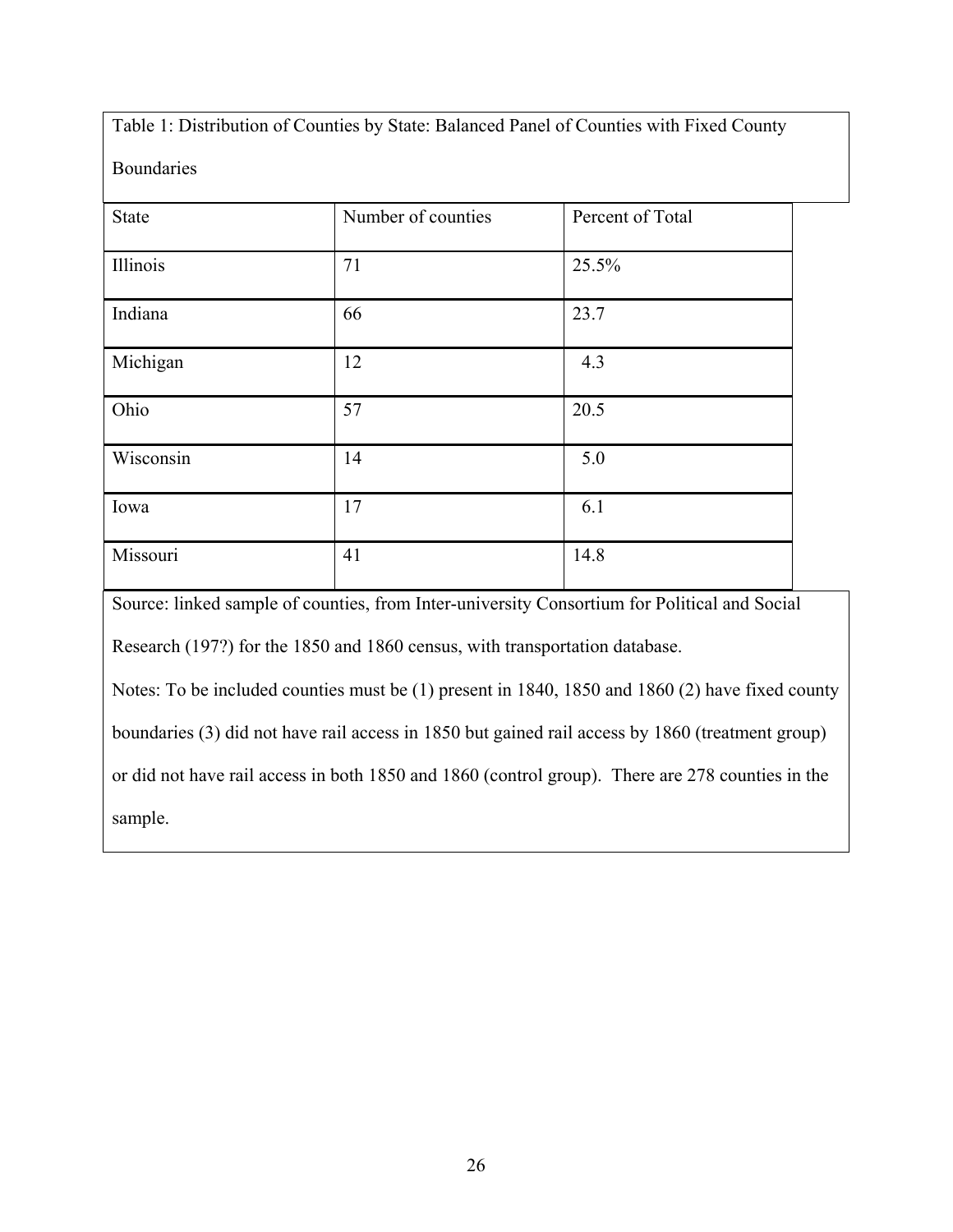Table 1: Distribution of Counties by State: Balanced Panel of Counties with Fixed County Boundaries

| State | Number of counties | Percent of Total |
|---|---|---|
| Illinois | 71 | 25.5% |
| Indiana | 66 | 23.7 |
| Michigan | 12 | 4.3 |
| Ohio | 57 | 20.5 |
| Wisconsin | 14 | 5.0 |
| Iowa | 17 | 6.1 |
| Missouri | 41 | 14.8 |

Source: linked sample of counties, from Inter-university Consortium for Political and Social Research (197?) for the 1850 and 1860 census, with transportation database.

Notes: To be included counties must be (1) present in 1840, 1850 and 1860 (2) have fixed county boundaries (3) did not have rail access in 1850 but gained rail access by 1860 (treatment group) or did not have rail access in both 1850 and 1860 (control group). There are 278 counties in the sample.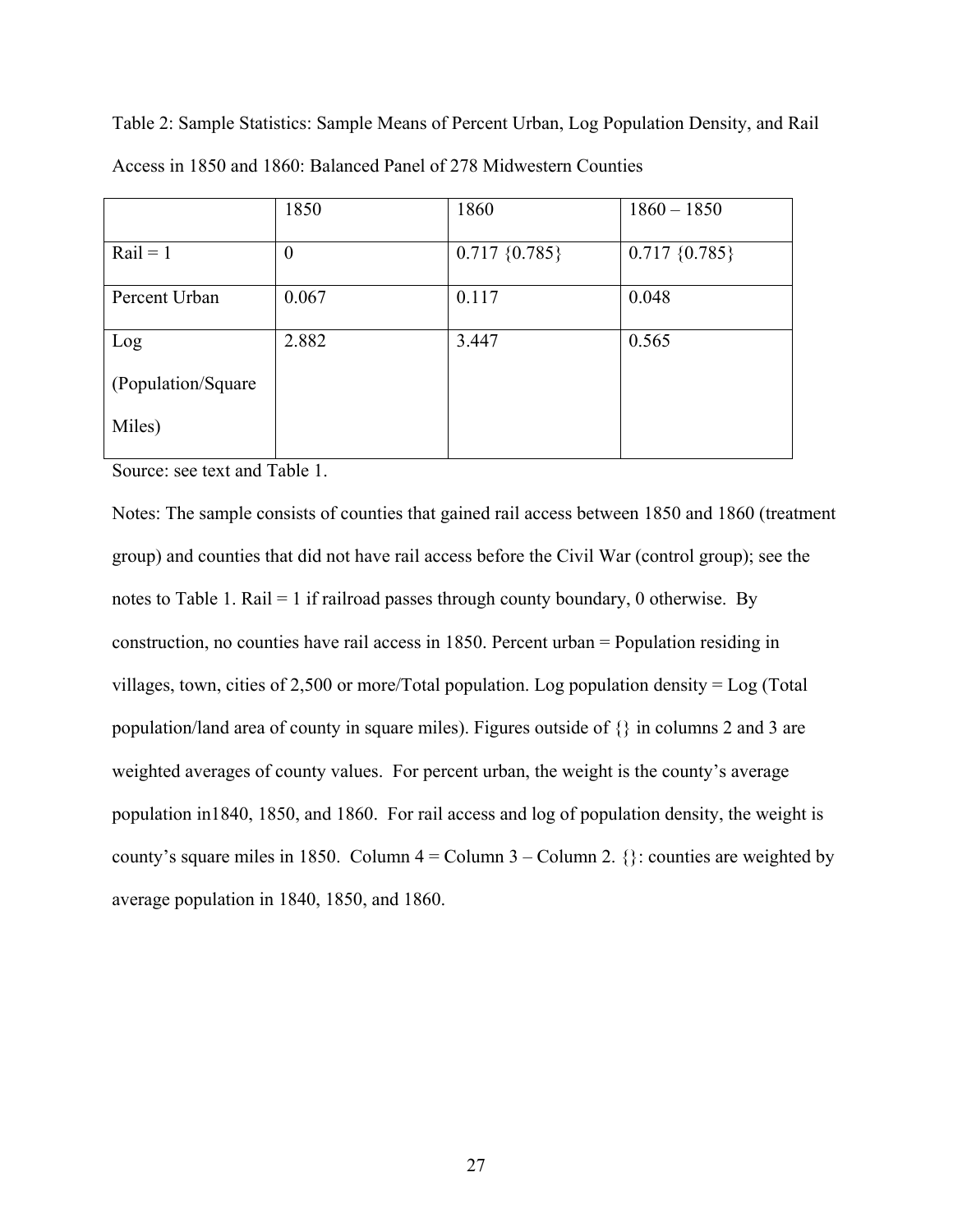Table 2: Sample Statistics: Sample Means of Percent Urban, Log Population Density, and Rail Access in 1850 and 1860: Balanced Panel of 278 Midwestern Counties

| | 1850 | 1860 | 1860 – 1850 |
|---|---|---|---|
| Rail = 1 | 0 | 0.717 {0.785} | 0.717 {0.785} |
| Percent Urban | 0.067 | 0.117 | 0.048 |
| Log (Population/Square Miles) | 2.882 | 3.447 | 0.565 |

Source: see text and Table 1.

Notes: The sample consists of counties that gained rail access between 1850 and 1860 (treatment group) and counties that did not have rail access before the Civil War (control group); see the notes to Table 1. Rail = 1 if railroad passes through county boundary, 0 otherwise. By construction, no counties have rail access in 1850. Percent urban = Population residing in villages, town, cities of 2,500 or more/Total population. Log population density = Log (Total population/land area of county in square miles). Figures outside of {} in columns 2 and 3 are weighted averages of county values. For percent urban, the weight is the county's average population in1840, 1850, and 1860. For rail access and log of population density, the weight is county's square miles in 1850. Column 4 = Column 3 – Column 2. {}: counties are weighted by average population in 1840, 1850, and 1860.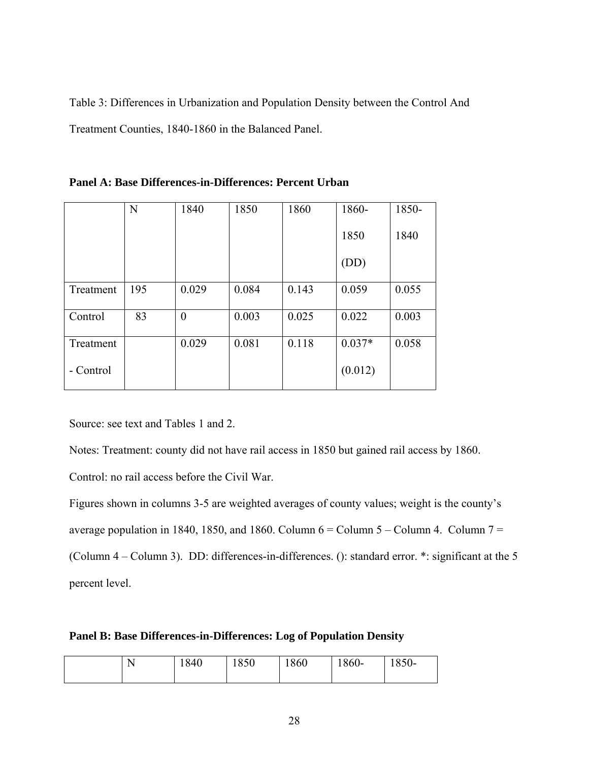Table 3: Differences in Urbanization and Population Density between the Control And Treatment Counties, 1840-1860 in the Balanced Panel.

**Panel A: Base Differences-in-Differences: Percent Urban**

| | N | 1840 | 1850 | 1860 | 1860-1850 (DD) | 1850-1840 |
|---|---|---|---|---|---|---|
| Treatment | 195 | 0.029 | 0.084 | 0.143 | 0.059 | 0.055 |
| Control | 83 | 0 | 0.003 | 0.025 | 0.022 | 0.003 |
| Treatment - Control | | 0.029 | 0.081 | 0.118 | 0.037* (0.012) | 0.058 |

Source: see text and Tables 1 and 2.

Notes: Treatment: county did not have rail access in 1850 but gained rail access by 1860.

Control: no rail access before the Civil War.

Figures shown in columns 3-5 are weighted averages of county values; weight is the county's average population in 1840, 1850, and 1860. Column 6 = Column 5 – Column 4. Column 7 = (Column 4 – Column 3). DD: differences-in-differences. (): standard error. *: significant at the 5 percent level.

**Panel B: Base Differences-in-Differences: Log of Population Density**

| | N | 1840 | 1850 | 1860 | 1860- | 1850- |
|---|---|---|---|---|---|---|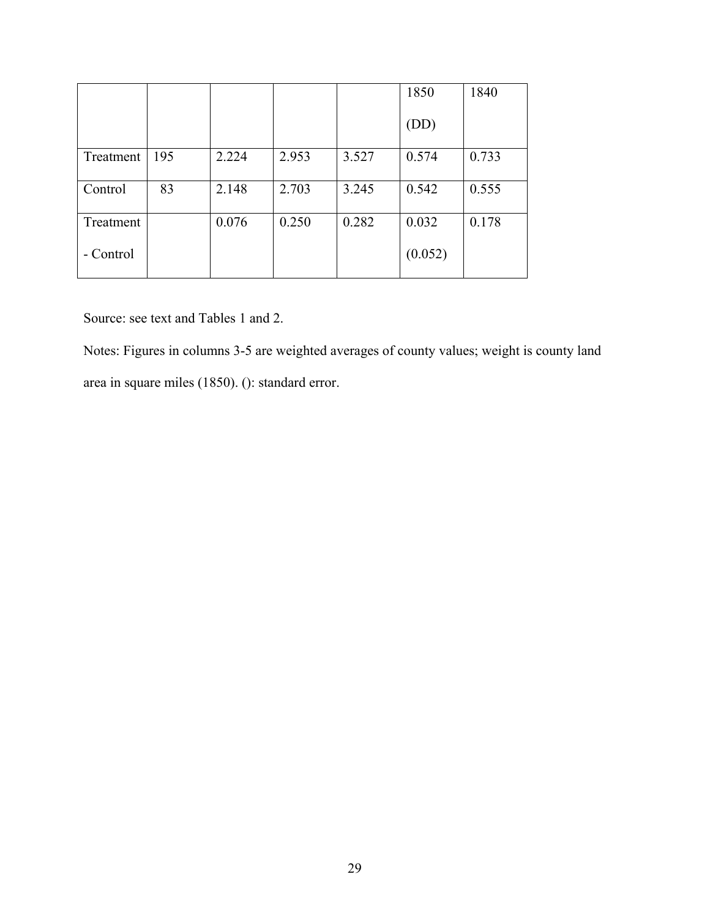| | | | | | 1850 (DD) | 1840 |
|---|---|---|---|---|---|---|
| Treatment | 195 | 2.224 | 2.953 | 3.527 | 0.574 | 0.733 |
| Control | 83 | 2.148 | 2.703 | 3.245 | 0.542 | 0.555 |
| Treatment - Control | | 0.076 | 0.250 | 0.282 | 0.032 (0.052) | 0.178 |

Source: see text and Tables 1 and 2.

Notes: Figures in columns 3-5 are weighted averages of county values; weight is county land area in square miles (1850). (): standard error.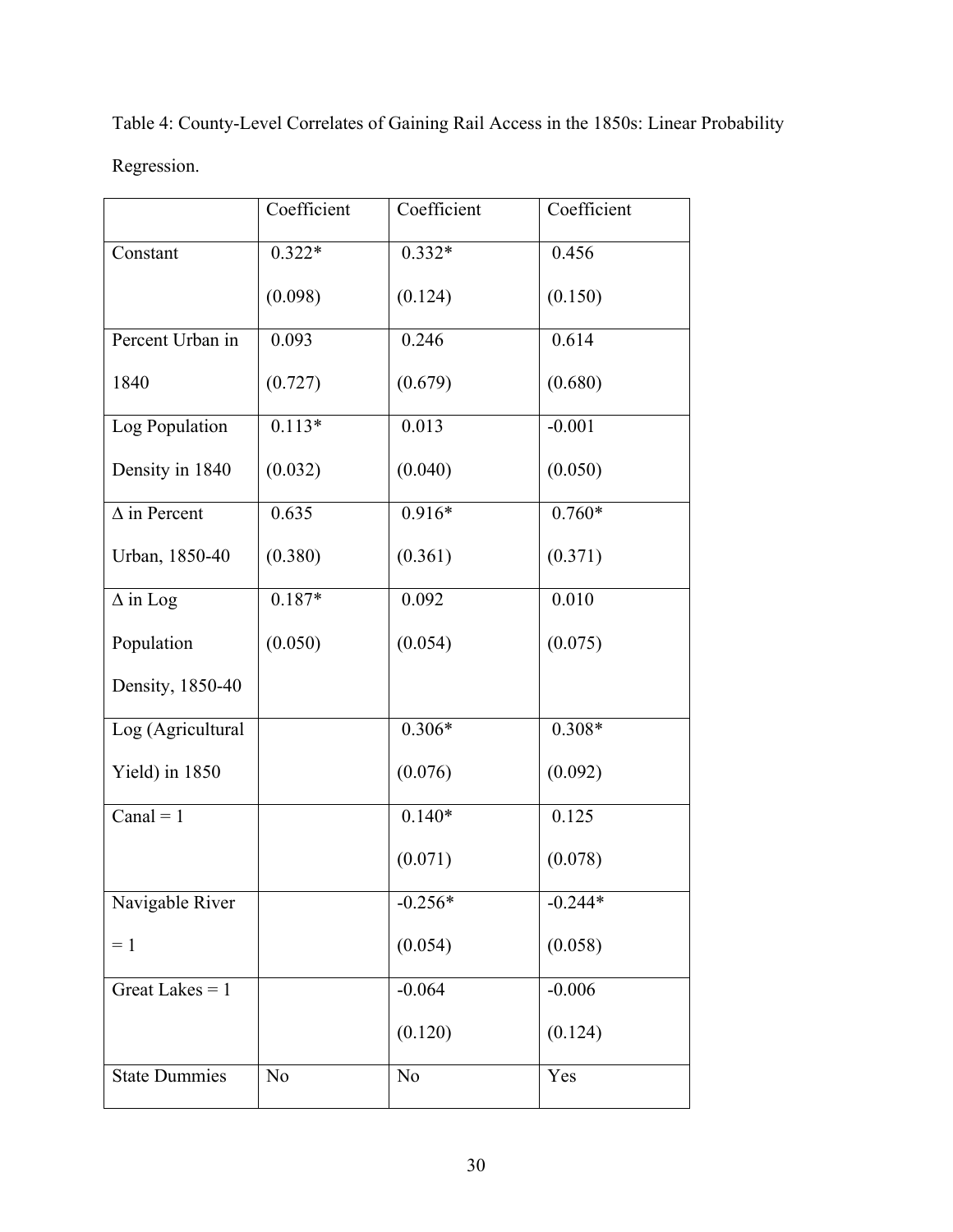Table 4: County-Level Correlates of Gaining Rail Access in the 1850s: Linear Probability Regression.

| | Coefficient | Coefficient | Coefficient |
|---|---|---|---|
| Constant | 0.322*<br>(0.098) | 0.332*<br>(0.124) | 0.456<br>(0.150) |
| Percent Urban in 1840 | 0.093<br>(0.727) | 0.246<br>(0.679) | 0.614<br>(0.680) |
| Log Population Density in 1840 | 0.113*<br>(0.032) | 0.013<br>(0.040) | -0.001<br>(0.050) |
| Δ in Percent Urban, 1850-40 | 0.635<br>(0.380) | 0.916*<br>(0.361) | 0.760*<br>(0.371) |
| Δ in Log Population Density, 1850-40 | 0.187*<br>(0.050) | 0.092<br>(0.054) | 0.010<br>(0.075) |
| Log (Agricultural Yield) in 1850 | | 0.306*<br>(0.076) | 0.308*<br>(0.092) |
| Canal = 1 | | 0.140*<br>(0.071) | 0.125<br>(0.078) |
| Navigable River = 1 | | -0.256*<br>(0.054) | -0.244*<br>(0.058) |
| Great Lakes = 1 | | -0.064<br>(0.120) | -0.006<br>(0.124) |
| State Dummies | No | No | Yes |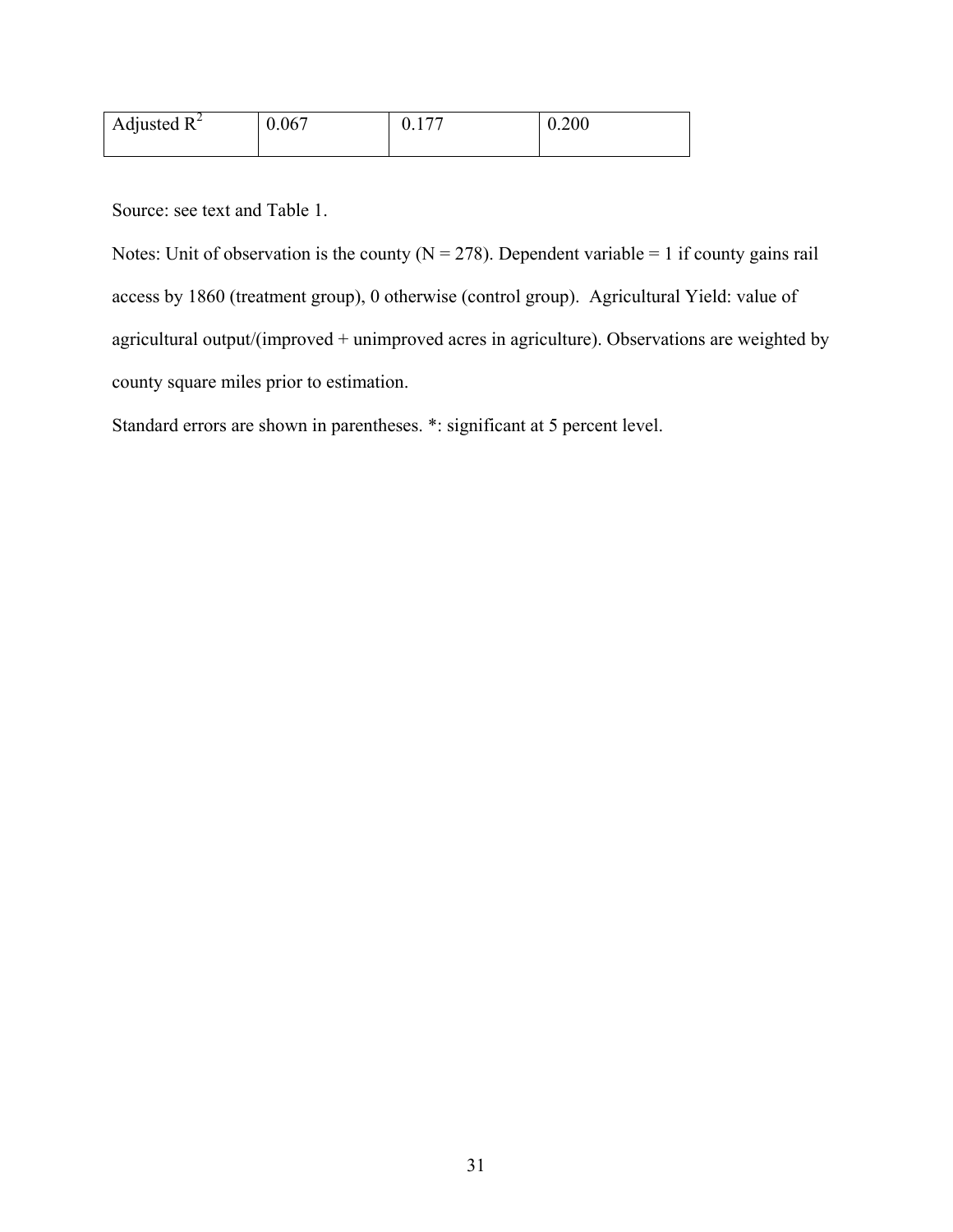| Adjusted $R^2$ | 0.067 | 0.177 | 0.200 |
|---|---|---|---|

Source: see text and Table 1.

Notes: Unit of observation is the county (N = 278). Dependent variable = 1 if county gains rail access by 1860 (treatment group), 0 otherwise (control group). Agricultural Yield: value of agricultural output/(improved + unimproved acres in agriculture). Observations are weighted by county square miles prior to estimation.

Standard errors are shown in parentheses. *: significant at 5 percent level.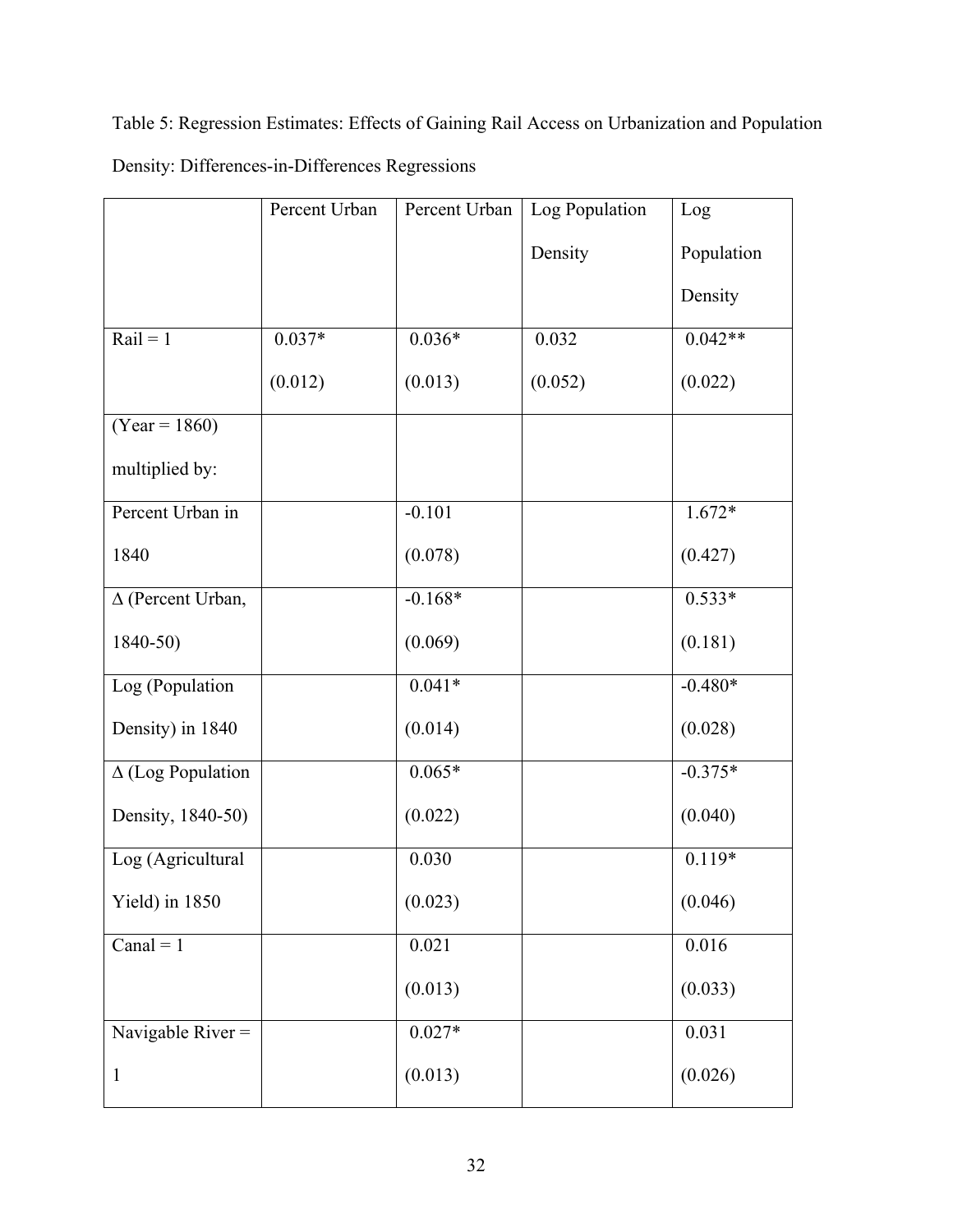Table 5: Regression Estimates: Effects of Gaining Rail Access on Urbanization and Population Density: Differences-in-Differences Regressions

| | Percent Urban | Percent Urban | Log Population Density | Log Population Density |
|---|---|---|---|---|
| Rail = 1 | 0.037* (0.012) | 0.036* (0.013) | 0.032 (0.052) | 0.042** (0.022) |
| (Year = 1860) multiplied by: | | | | |
| Percent Urban in 1840 | | -0.101 (0.078) | | 1.672* (0.427) |
| Δ (Percent Urban, 1840-50) | | -0.168* (0.069) | | 0.533* (0.181) |
| Log (Population Density) in 1840 | | 0.041* (0.014) | | -0.480* (0.028) |
| Δ (Log Population Density, 1840-50) | | 0.065* (0.022) | | -0.375* (0.040) |
| Log (Agricultural Yield) in 1850 | | 0.030 (0.023) | | 0.119* (0.046) |
| Canal = 1 | | 0.021 (0.013) | | 0.016 (0.033) |
| Navigable River = 1 | | 0.027* (0.013) | | 0.031 (0.026) |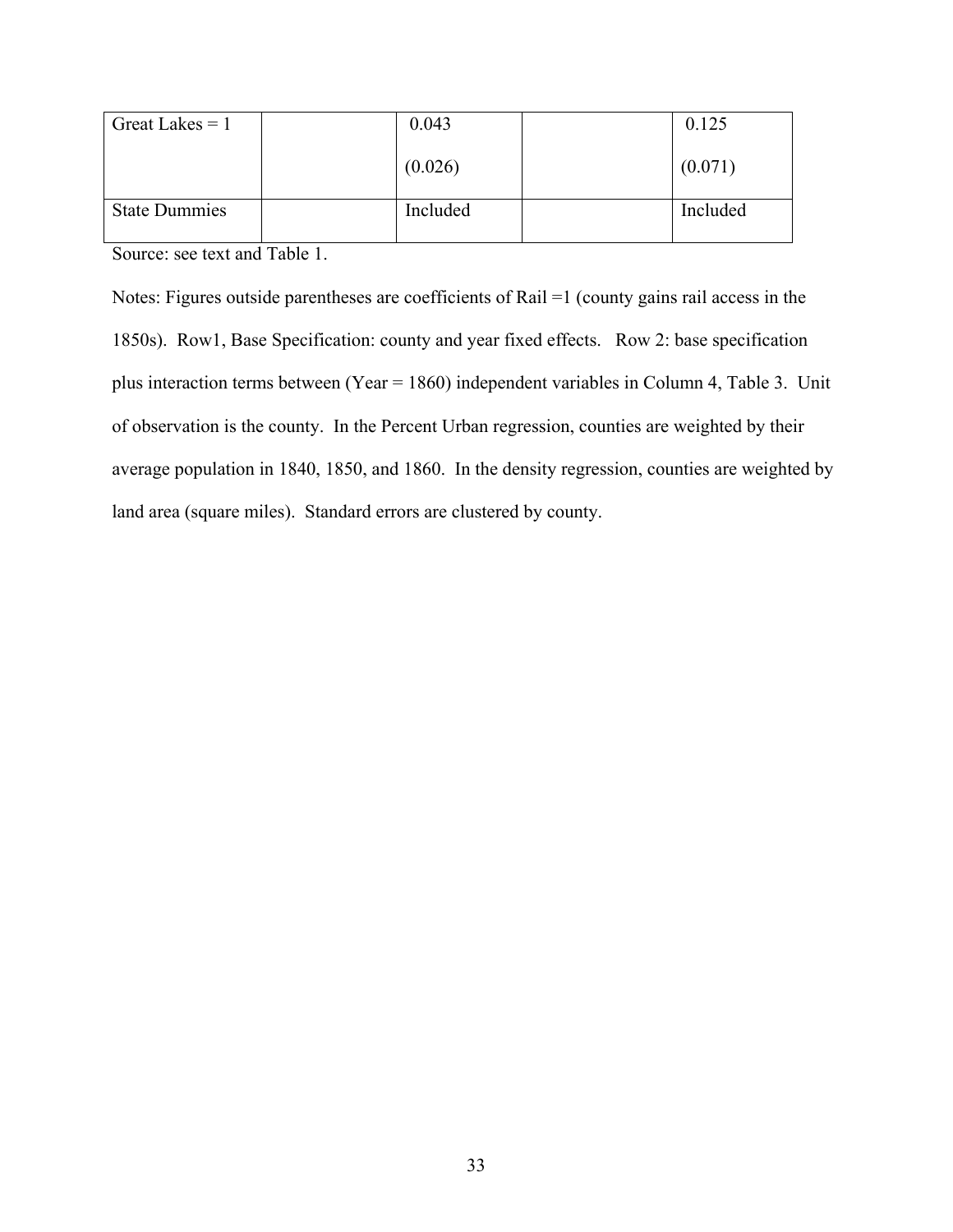| | | | | |
|---|---|---|---|---|
| Great Lakes = 1 | | 0.043<br>(0.026) | | 0.125<br>(0.071) |
| State Dummies | | Included | | Included |

Source: see text and Table 1.

Notes: Figures outside parentheses are coefficients of Rail =1 (county gains rail access in the 1850s). Row1, Base Specification: county and year fixed effects. Row 2: base specification plus interaction terms between (Year = 1860) independent variables in Column 4, Table 3. Unit of observation is the county. In the Percent Urban regression, counties are weighted by their average population in 1840, 1850, and 1860. In the density regression, counties are weighted by land area (square miles). Standard errors are clustered by county.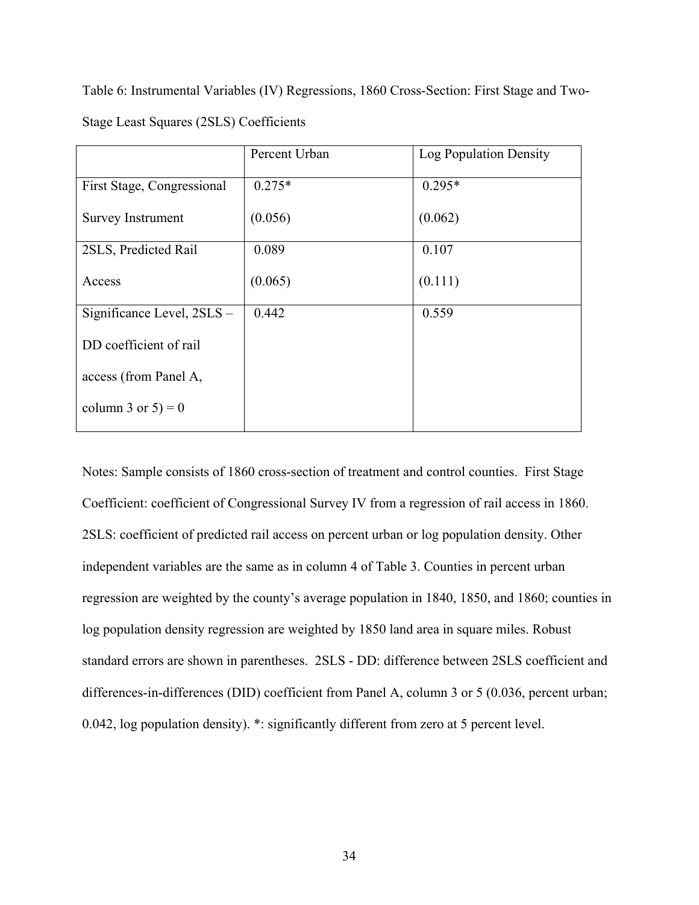Table 6: Instrumental Variables (IV) Regressions, 1860 Cross-Section: First Stage and Two-Stage Least Squares (2SLS) Coefficients

| | Percent Urban | Log Population Density |
|---|---|---|
| First Stage, Congressional Survey Instrument | 0.275* (0.056) | 0.295* (0.062) |
| 2SLS, Predicted Rail Access | 0.089 (0.065) | 0.107 (0.111) |
| Significance Level, 2SLS – DD coefficient of rail access (from Panel A, column 3 or 5) = 0 | 0.442 | 0.559 |

Notes: Sample consists of 1860 cross-section of treatment and control counties. First Stage Coefficient: coefficient of Congressional Survey IV from a regression of rail access in 1860. 2SLS: coefficient of predicted rail access on percent urban or log population density. Other independent variables are the same as in column 4 of Table 3. Counties in percent urban regression are weighted by the county's average population in 1840, 1850, and 1860; counties in log population density regression are weighted by 1850 land area in square miles. Robust standard errors are shown in parentheses. 2SLS - DD: difference between 2SLS coefficient and differences-in-differences (DID) coefficient from Panel A, column 3 or 5 (0.036, percent urban; 0.042, log population density). *: significantly different from zero at 5 percent level.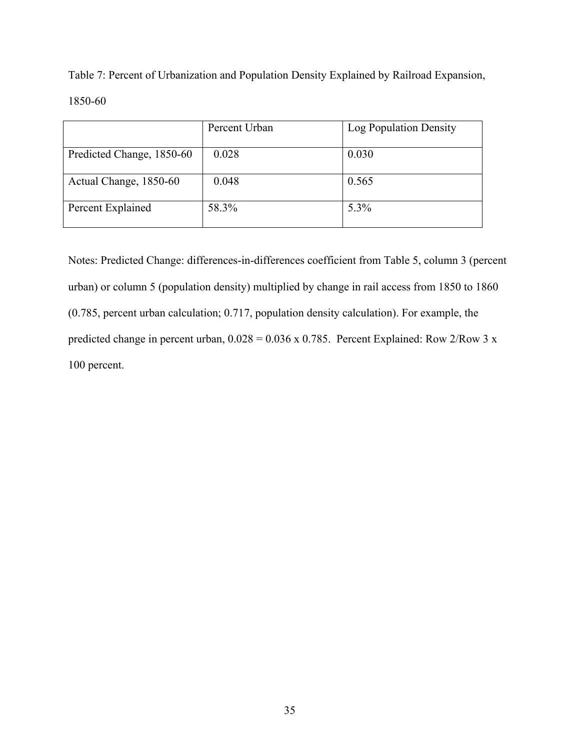Table 7: Percent of Urbanization and Population Density Explained by Railroad Expansion, 1850-60

| | Percent Urban | Log Population Density |
|---|---|---|
| Predicted Change, 1850-60 | 0.028 | 0.030 |
| Actual Change, 1850-60 | 0.048 | 0.565 |
| Percent Explained | 58.3% | 5.3% |

Notes: Predicted Change: differences-in-differences coefficient from Table 5, column 3 (percent urban) or column 5 (population density) multiplied by change in rail access from 1850 to 1860 (0.785, percent urban calculation; 0.717, population density calculation). For example, the predicted change in percent urban, 0.028 = 0.036 x 0.785. Percent Explained: Row 2/Row 3 x 100 percent.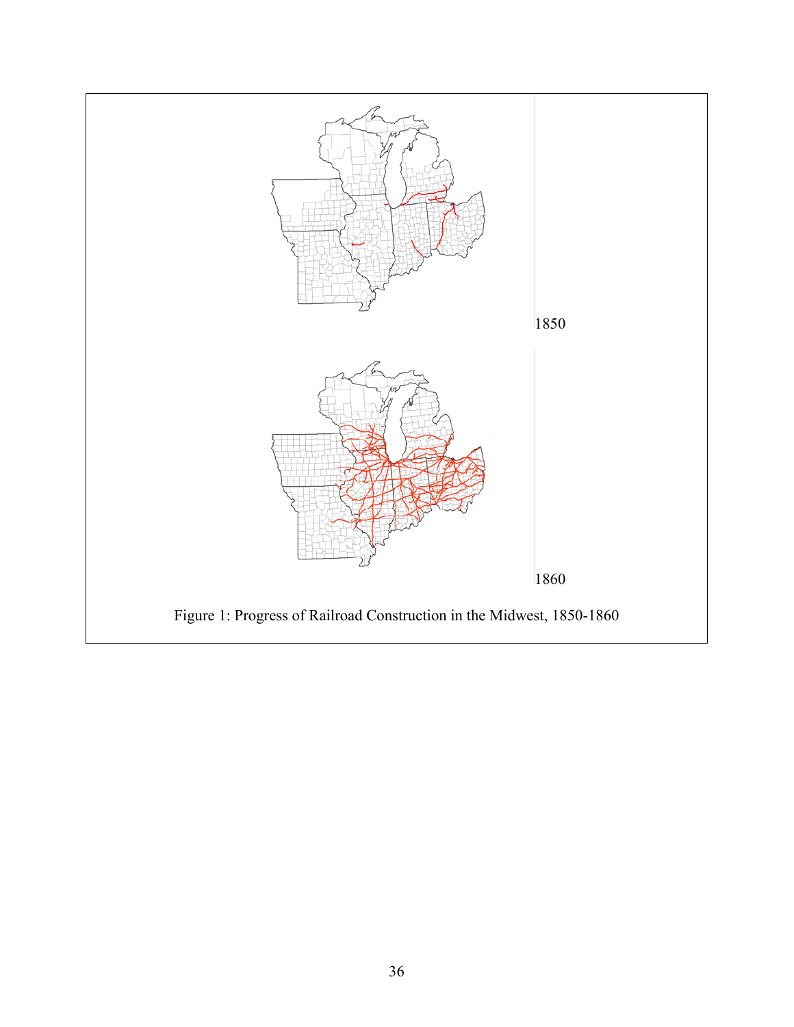1850

1860

Figure 1: Progress of Railroad Construction in the Midwest, 1850-1860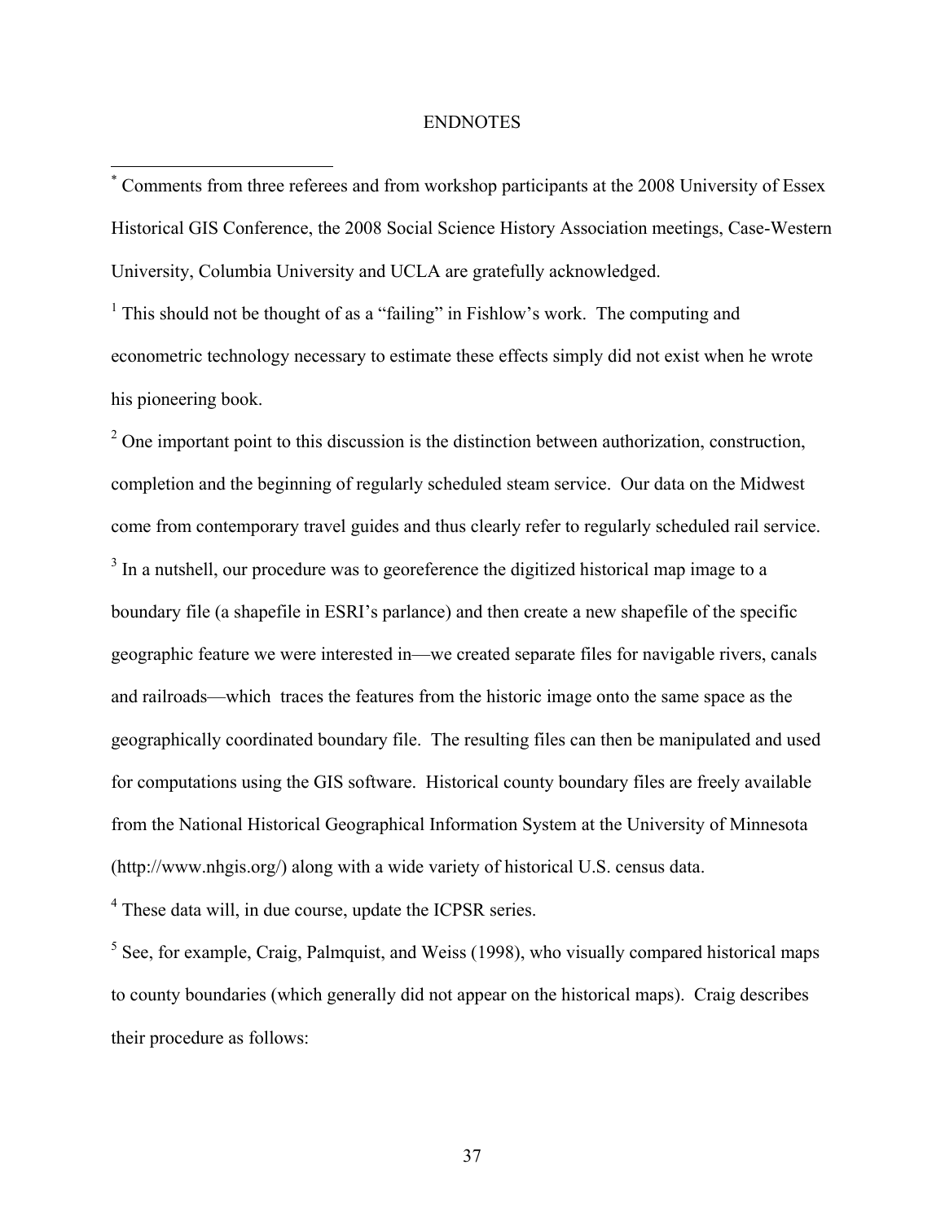# ENDNOTES

[*] Comments from three referees and from workshop participants at the 2008 University of Essex Historical GIS Conference, the 2008 Social Science History Association meetings, Case-Western University, Columbia University and UCLA are gratefully acknowledged.

[1] This should not be thought of as a "failing" in Fishlow's work. The computing and econometric technology necessary to estimate these effects simply did not exist when he wrote his pioneering book.

[2] One important point to this discussion is the distinction between authorization, construction, completion and the beginning of regularly scheduled steam service. Our data on the Midwest come from contemporary travel guides and thus clearly refer to regularly scheduled rail service.

[3] In a nutshell, our procedure was to georeference the digitized historical map image to a boundary file (a shapefile in ESRI's parlance) and then create a new shapefile of the specific geographic feature we were interested in—we created separate files for navigable rivers, canals and railroads—which traces the features from the historic image onto the same space as the geographically coordinated boundary file. The resulting files can then be manipulated and used for computations using the GIS software. Historical county boundary files are freely available from the National Historical Geographical Information System at the University of Minnesota (http://www.nhgis.org/) along with a wide variety of historical U.S. census data.

[4] These data will, in due course, update the ICPSR series.

[5] See, for example, Craig, Palmquist, and Weiss (1998), who visually compared historical maps to county boundaries (which generally did not appear on the historical maps). Craig describes their procedure as follows: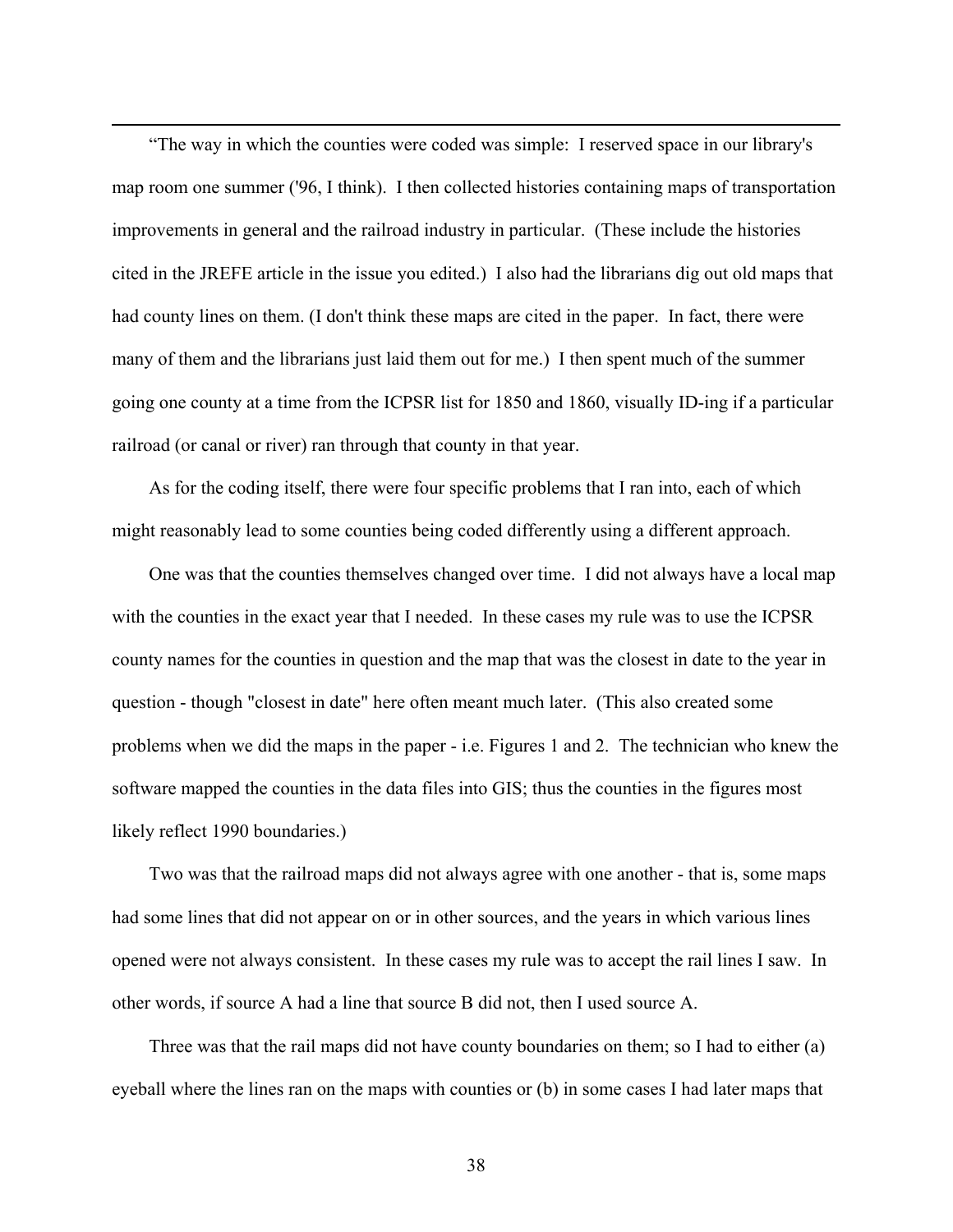"The way in which the counties were coded was simple: I reserved space in our library's map room one summer ('96, I think). I then collected histories containing maps of transportation improvements in general and the railroad industry in particular. (These include the histories cited in the JREFE article in the issue you edited.) I also had the librarians dig out old maps that had county lines on them. (I don't think these maps are cited in the paper. In fact, there were many of them and the librarians just laid them out for me.) I then spent much of the summer going one county at a time from the ICPSR list for 1850 and 1860, visually ID-ing if a particular railroad (or canal or river) ran through that county in that year.

As for the coding itself, there were four specific problems that I ran into, each of which might reasonably lead to some counties being coded differently using a different approach.

One was that the counties themselves changed over time. I did not always have a local map with the counties in the exact year that I needed. In these cases my rule was to use the ICPSR county names for the counties in question and the map that was the closest in date to the year in question - though "closest in date" here often meant much later. (This also created some problems when we did the maps in the paper - i.e. Figures 1 and 2. The technician who knew the software mapped the counties in the data files into GIS; thus the counties in the figures most likely reflect 1990 boundaries.)

Two was that the railroad maps did not always agree with one another - that is, some maps had some lines that did not appear on or in other sources, and the years in which various lines opened were not always consistent. In these cases my rule was to accept the rail lines I saw. In other words, if source A had a line that source B did not, then I used source A.

Three was that the rail maps did not have county boundaries on them; so I had to either (a) eyeball where the lines ran on the maps with counties or (b) in some cases I had later maps that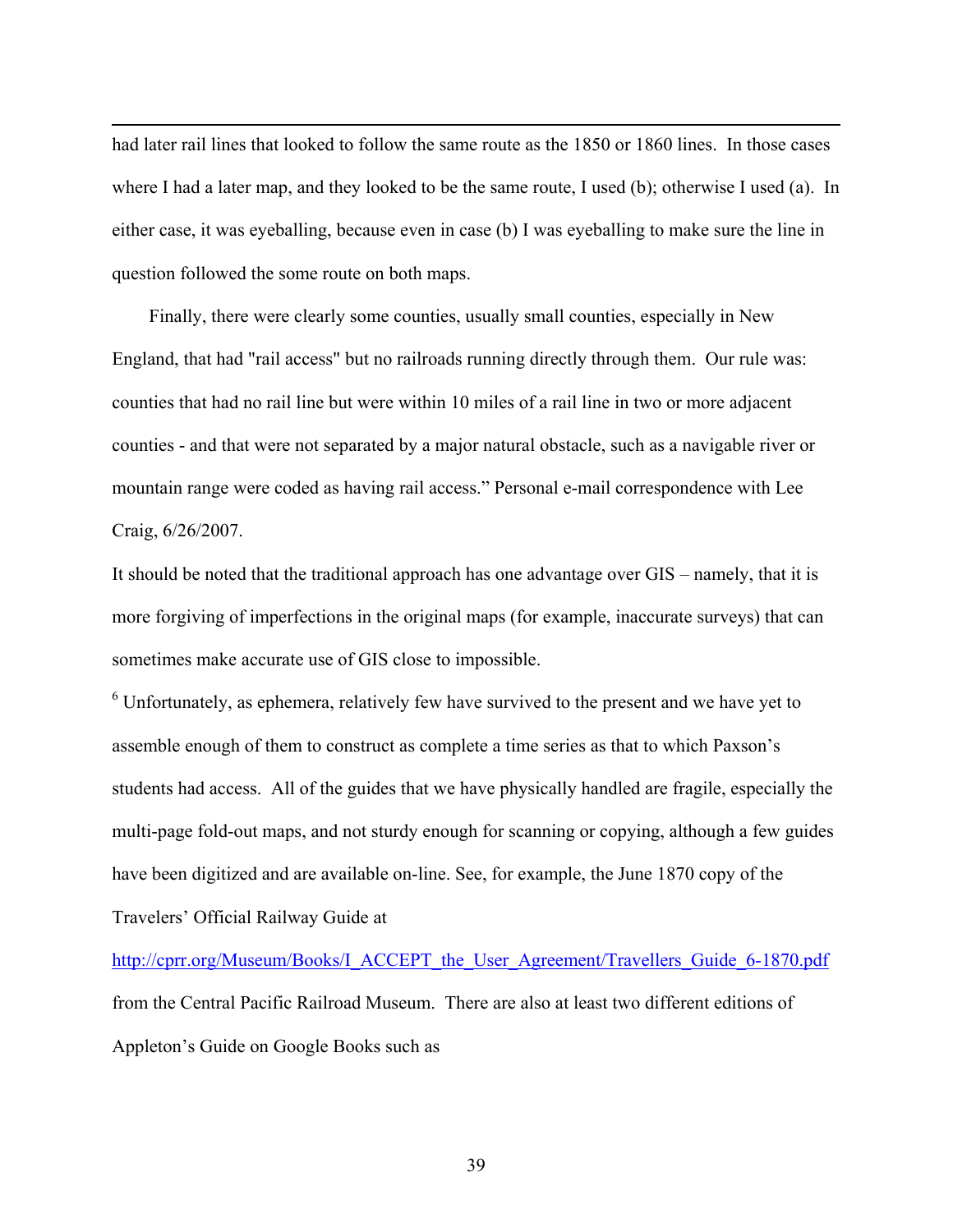had later rail lines that looked to follow the same route as the 1850 or 1860 lines. In those cases where I had a later map, and they looked to be the same route, I used (b); otherwise I used (a). In either case, it was eyeballing, because even in case (b) I was eyeballing to make sure the line in question followed the some route on both maps.

Finally, there were clearly some counties, usually small counties, especially in New England, that had "rail access" but no railroads running directly through them. Our rule was: counties that had no rail line but were within 10 miles of a rail line in two or more adjacent counties - and that were not separated by a major natural obstacle, such as a navigable river or mountain range were coded as having rail access." Personal e-mail correspondence with Lee Craig, 6/26/2007.

It should be noted that the traditional approach has one advantage over GIS – namely, that it is more forgiving of imperfections in the original maps (for example, inaccurate surveys) that can sometimes make accurate use of GIS close to impossible.

[6] Unfortunately, as ephemera, relatively few have survived to the present and we have yet to assemble enough of them to construct as complete a time series as that to which Paxson's students had access. All of the guides that we have physically handled are fragile, especially the multi-page fold-out maps, and not sturdy enough for scanning or copying, although a few guides have been digitized and are available on-line. See, for example, the June 1870 copy of the Travelers' Official Railway Guide at

http://cprr.org/Museum/Books/I_ACCEPT_the_User_Agreement/Travellers_Guide_6-1870.pdf from the Central Pacific Railroad Museum. There are also at least two different editions of Appleton's Guide on Google Books such as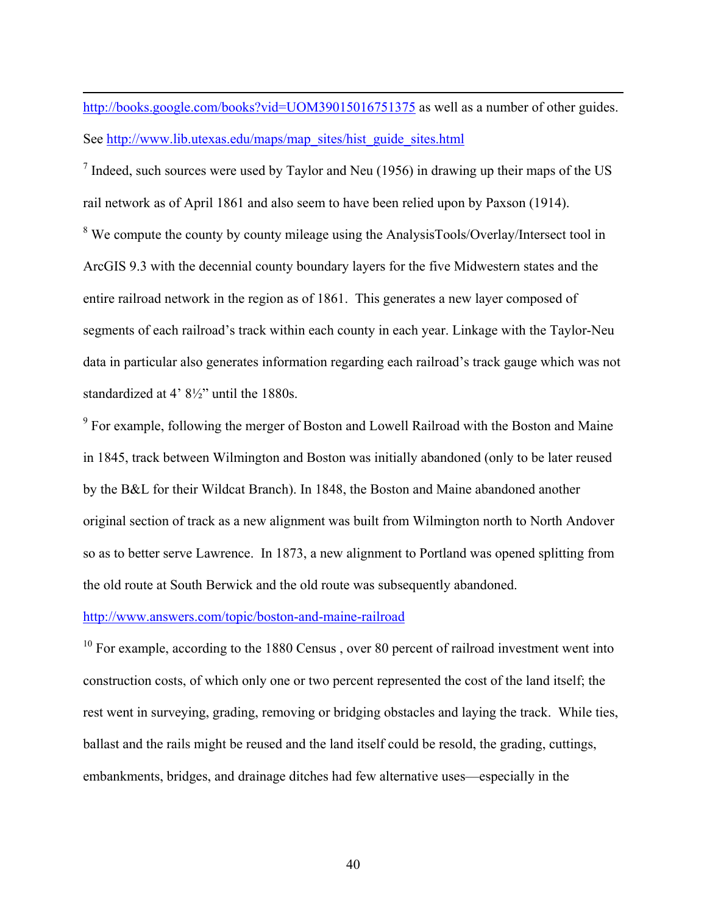http://books.google.com/books?vid=UOM39015016751375 as well as a number of other guides. See http://www.lib.utexas.edu/maps/map_sites/hist_guide_sites.html

[7] Indeed, such sources were used by Taylor and Neu (1956) in drawing up their maps of the US rail network as of April 1861 and also seem to have been relied upon by Paxson (1914).

[8] We compute the county by county mileage using the AnalysisTools/Overlay/Intersect tool in ArcGIS 9.3 with the decennial county boundary layers for the five Midwestern states and the entire railroad network in the region as of 1861. This generates a new layer composed of segments of each railroad's track within each county in each year. Linkage with the Taylor-Neu data in particular also generates information regarding each railroad's track gauge which was not standardized at 4' 8½" until the 1880s.

[9] For example, following the merger of Boston and Lowell Railroad with the Boston and Maine in 1845, track between Wilmington and Boston was initially abandoned (only to be later reused by the B&L for their Wildcat Branch). In 1848, the Boston and Maine abandoned another original section of track as a new alignment was built from Wilmington north to North Andover so as to better serve Lawrence. In 1873, a new alignment to Portland was opened splitting from the old route at South Berwick and the old route was subsequently abandoned. http://www.answers.com/topic/boston-and-maine-railroad

[10] For example, according to the 1880 Census , over 80 percent of railroad investment went into construction costs, of which only one or two percent represented the cost of the land itself; the rest went in surveying, grading, removing or bridging obstacles and laying the track. While ties, ballast and the rails might be reused and the land itself could be resold, the grading, cuttings, embankments, bridges, and drainage ditches had few alternative uses—especially in the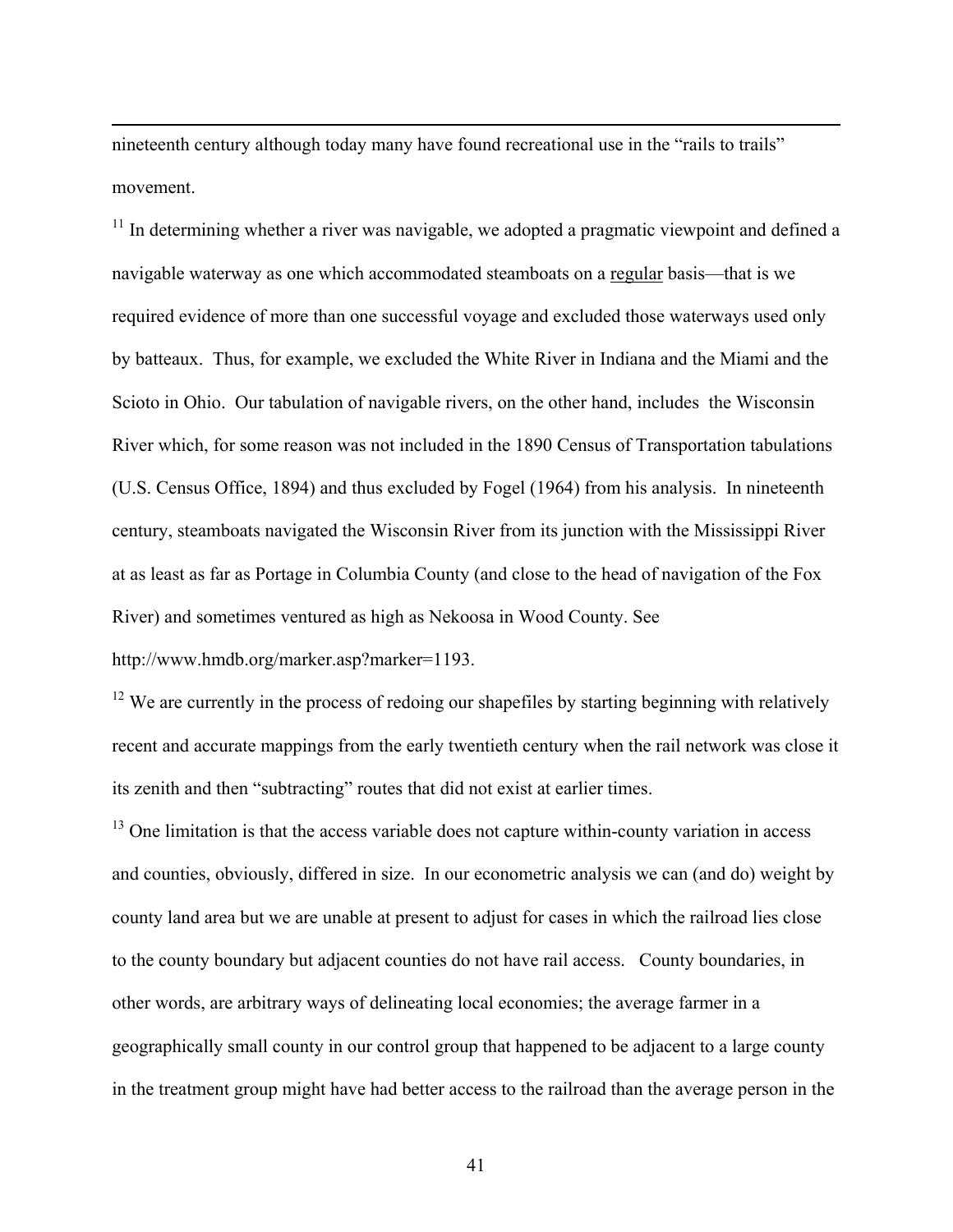nineteenth century although today many have found recreational use in the "rails to trails" movement.

[11] In determining whether a river was navigable, we adopted a pragmatic viewpoint and defined a navigable waterway as one which accommodated steamboats on a regular basis—that is we required evidence of more than one successful voyage and excluded those waterways used only by batteaux. Thus, for example, we excluded the White River in Indiana and the Miami and the Scioto in Ohio. Our tabulation of navigable rivers, on the other hand, includes the Wisconsin River which, for some reason was not included in the 1890 Census of Transportation tabulations (U.S. Census Office, 1894) and thus excluded by Fogel (1964) from his analysis. In nineteenth century, steamboats navigated the Wisconsin River from its junction with the Mississippi River at as least as far as Portage in Columbia County (and close to the head of navigation of the Fox River) and sometimes ventured as high as Nekoosa in Wood County. See http://www.hmdb.org/marker.asp?marker=1193.

[12] We are currently in the process of redoing our shapefiles by starting beginning with relatively recent and accurate mappings from the early twentieth century when the rail network was close it its zenith and then "subtracting" routes that did not exist at earlier times.

[13] One limitation is that the access variable does not capture within-county variation in access and counties, obviously, differed in size. In our econometric analysis we can (and do) weight by county land area but we are unable at present to adjust for cases in which the railroad lies close to the county boundary but adjacent counties do not have rail access. County boundaries, in other words, are arbitrary ways of delineating local economies; the average farmer in a geographically small county in our control group that happened to be adjacent to a large county in the treatment group might have had better access to the railroad than the average person in the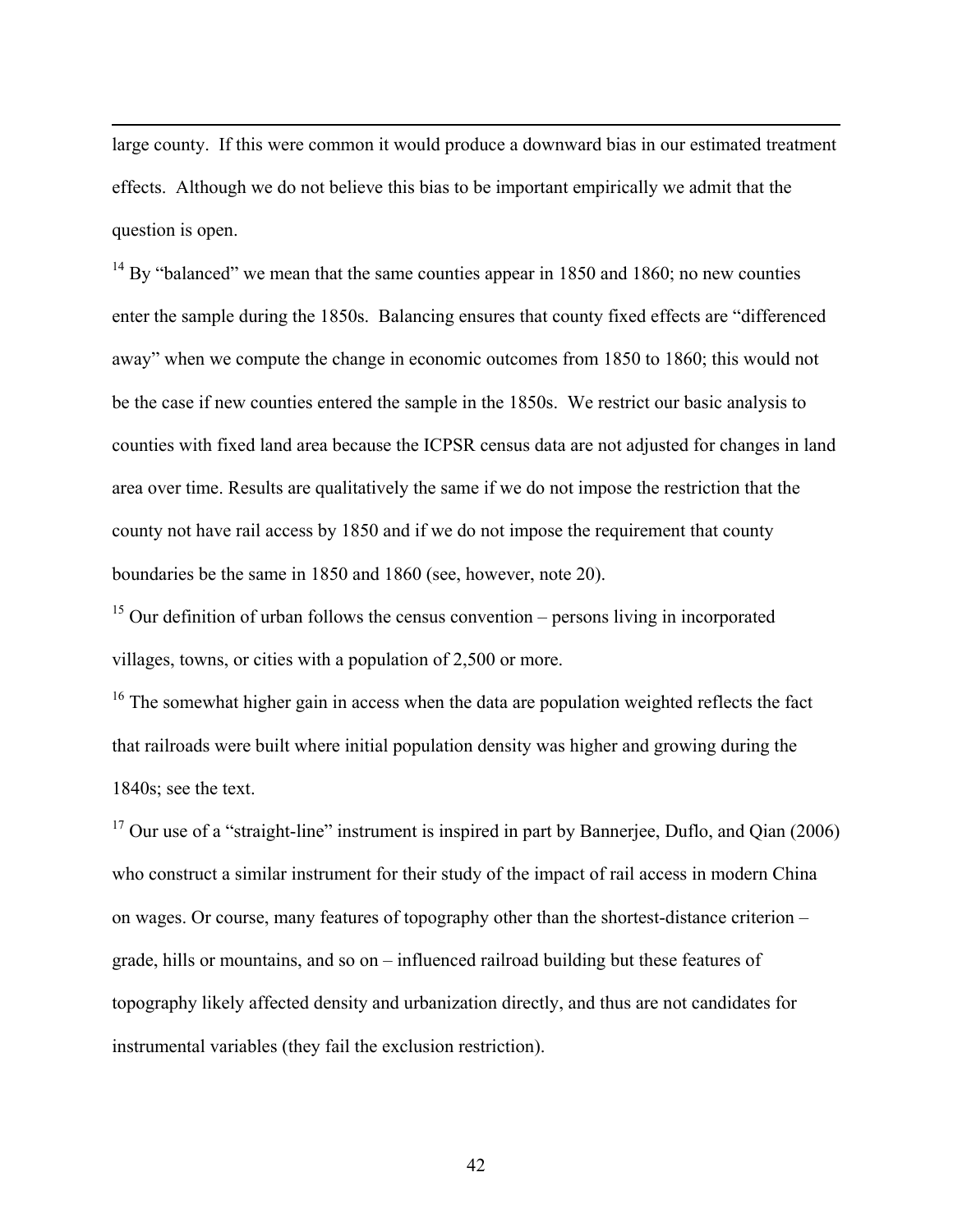large county. If this were common it would produce a downward bias in our estimated treatment effects. Although we do not believe this bias to be important empirically we admit that the question is open.

[14] By "balanced" we mean that the same counties appear in 1850 and 1860; no new counties enter the sample during the 1850s. Balancing ensures that county fixed effects are "differenced away" when we compute the change in economic outcomes from 1850 to 1860; this would not be the case if new counties entered the sample in the 1850s. We restrict our basic analysis to counties with fixed land area because the ICPSR census data are not adjusted for changes in land area over time. Results are qualitatively the same if we do not impose the restriction that the county not have rail access by 1850 and if we do not impose the requirement that county boundaries be the same in 1850 and 1860 (see, however, note 20).

[15] Our definition of urban follows the census convention – persons living in incorporated villages, towns, or cities with a population of 2,500 or more.

[16] The somewhat higher gain in access when the data are population weighted reflects the fact that railroads were built where initial population density was higher and growing during the 1840s; see the text.

[17] Our use of a "straight-line" instrument is inspired in part by Bannerjee, Duflo, and Qian (2006) who construct a similar instrument for their study of the impact of rail access in modern China on wages. Or course, many features of topography other than the shortest-distance criterion – grade, hills or mountains, and so on – influenced railroad building but these features of topography likely affected density and urbanization directly, and thus are not candidates for instrumental variables (they fail the exclusion restriction).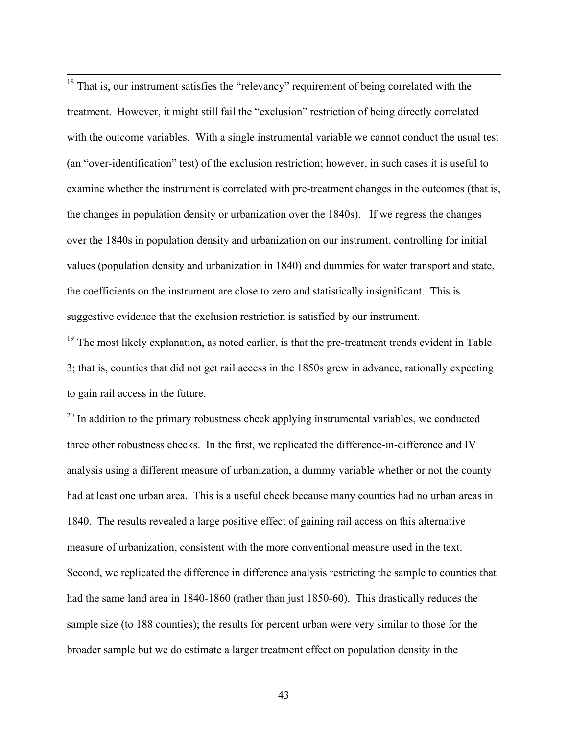[18] That is, our instrument satisfies the "relevancy" requirement of being correlated with the treatment. However, it might still fail the "exclusion" restriction of being directly correlated with the outcome variables. With a single instrumental variable we cannot conduct the usual test (an "over-identification" test) of the exclusion restriction; however, in such cases it is useful to examine whether the instrument is correlated with pre-treatment changes in the outcomes (that is, the changes in population density or urbanization over the 1840s). If we regress the changes over the 1840s in population density and urbanization on our instrument, controlling for initial values (population density and urbanization in 1840) and dummies for water transport and state, the coefficients on the instrument are close to zero and statistically insignificant. This is suggestive evidence that the exclusion restriction is satisfied by our instrument.

[19] The most likely explanation, as noted earlier, is that the pre-treatment trends evident in Table 3; that is, counties that did not get rail access in the 1850s grew in advance, rationally expecting to gain rail access in the future.

[20] In addition to the primary robustness check applying instrumental variables, we conducted three other robustness checks. In the first, we replicated the difference-in-difference and IV analysis using a different measure of urbanization, a dummy variable whether or not the county had at least one urban area. This is a useful check because many counties had no urban areas in 1840. The results revealed a large positive effect of gaining rail access on this alternative measure of urbanization, consistent with the more conventional measure used in the text. Second, we replicated the difference in difference analysis restricting the sample to counties that had the same land area in 1840-1860 (rather than just 1850-60). This drastically reduces the sample size (to 188 counties); the results for percent urban were very similar to those for the broader sample but we do estimate a larger treatment effect on population density in the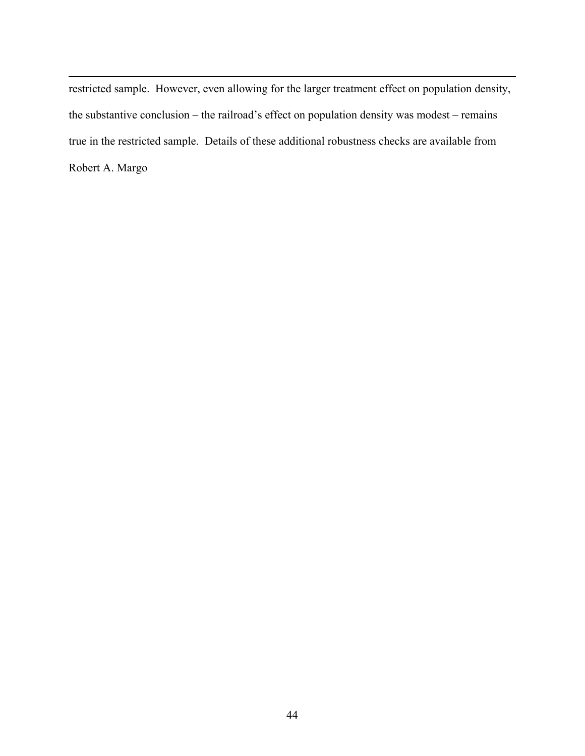restricted sample. However, even allowing for the larger treatment effect on population density, the substantive conclusion – the railroad's effect on population density was modest – remains true in the restricted sample. Details of these additional robustness checks are available from Robert A. Margo